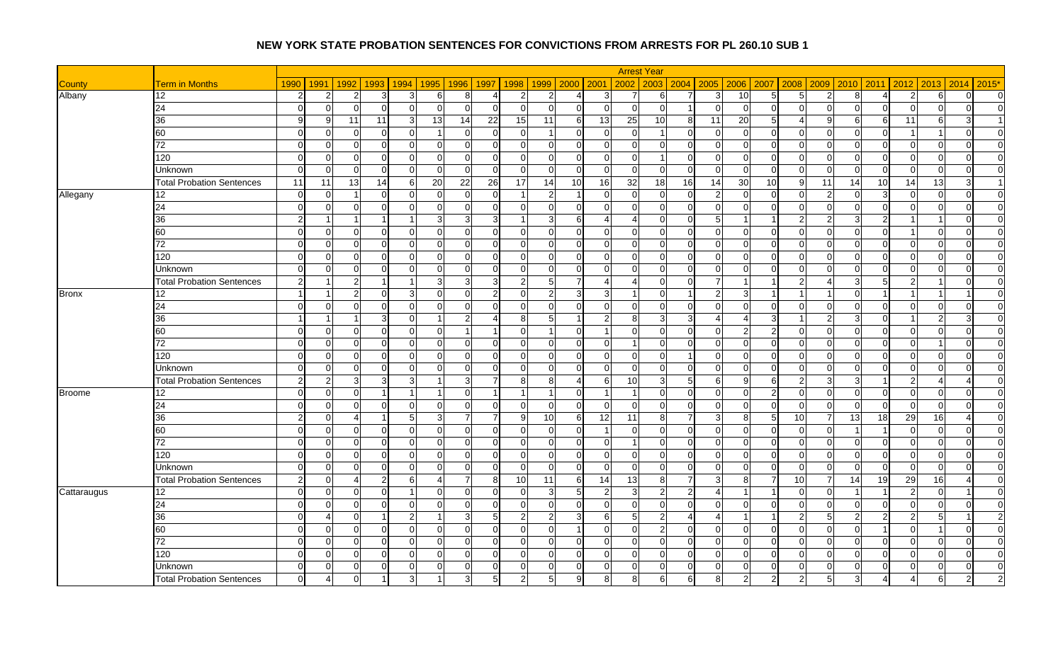# NEW YORK STATE PROBATION SENTENCES FOR CONVICTIONS FROM ARRESTS FOR PL 260.10 SUB 1

| | | Arrest Year | | | | | | | | | | | | | | | | | | | | | | | | |
|---|---|---|---|---|---|---|---|---|---|---|---|---|---|---|---|---|---|---|---|---|---|---|---|---|---|---|
| County | Term in Months | 1990 | 1991 | 1992 | 1993 | 1994 | 1995 | 1996 | 1997 | 1998 | 1999 | 2000 | 2001 | 2002 | 2003 | 2004 | 2005 | 2006 | 2007 | 2008 | 2009 | 2010 | 2011 | 2012 | 2013 | 2014 | 2015* |
| Albany | 12 | 2 | 2 | 2 | 3 | 3 | 6 | 8 | 4 | 2 | 2 | 4 | 3 | 7 | 6 | 7 | 3 | 10 | 5 | 5 | 2 | 8 | 4 | 2 | 6 | 0 | 0 |
| | 24 | 0 | 0 | 0 | 0 | 0 | 0 | 0 | 0 | 0 | 0 | 0 | 0 | 0 | 0 | 1 | 0 | 0 | 0 | 0 | 0 | 0 | 0 | 0 | 0 | 0 | 0 |
| | 36 | 9 | 9 | 11 | 11 | 3 | 13 | 14 | 22 | 15 | 11 | 6 | 13 | 25 | 10 | 8 | 11 | 20 | 5 | 4 | 9 | 6 | 6 | 11 | 6 | 3 | 1 |
| | 60 | 0 | 0 | 0 | 0 | 0 | 1 | 0 | 0 | 0 | 1 | 0 | 0 | 0 | 1 | 0 | 0 | 0 | 0 | 0 | 0 | 0 | 0 | 1 | 1 | 0 | 0 |
| | 72 | 0 | 0 | 0 | 0 | 0 | 0 | 0 | 0 | 0 | 0 | 0 | 0 | 0 | 0 | 0 | 0 | 0 | 0 | 0 | 0 | 0 | 0 | 0 | 0 | 0 | 0 |
| | 120 | 0 | 0 | 0 | 0 | 0 | 0 | 0 | 0 | 0 | 0 | 0 | 0 | 0 | 1 | 0 | 0 | 0 | 0 | 0 | 0 | 0 | 0 | 0 | 0 | 0 | 0 |
| | Unknown | 0 | 0 | 0 | 0 | 0 | 0 | 0 | 0 | 0 | 0 | 0 | 0 | 0 | 0 | 0 | 0 | 0 | 0 | 0 | 0 | 0 | 0 | 0 | 0 | 0 | 0 |
| | Total Probation Sentences | 11 | 11 | 13 | 14 | 6 | 20 | 22 | 26 | 17 | 14 | 10 | 16 | 32 | 18 | 16 | 14 | 30 | 10 | 9 | 11 | 14 | 10 | 14 | 13 | 3 | 1 |
| Allegany | 12 | 0 | 0 | 1 | 0 | 0 | 0 | 0 | 0 | 1 | 2 | 1 | 0 | 0 | 0 | 0 | 2 | 0 | 0 | 0 | 2 | 0 | 3 | 0 | 0 | 0 | 0 |
| | 24 | 0 | 0 | 0 | 0 | 0 | 0 | 0 | 0 | 0 | 0 | 0 | 0 | 0 | 0 | 0 | 0 | 0 | 0 | 0 | 0 | 0 | 0 | 0 | 0 | 0 | 0 |
| | 36 | 2 | 1 | 1 | 1 | 1 | 3 | 3 | 3 | 1 | 3 | 6 | 4 | 4 | 0 | 0 | 5 | 1 | 1 | 2 | 2 | 3 | 2 | 1 | 1 | 0 | 0 |
| | 60 | 0 | 0 | 0 | 0 | 0 | 0 | 0 | 0 | 0 | 0 | 0 | 0 | 0 | 0 | 0 | 0 | 0 | 0 | 0 | 0 | 0 | 0 | 1 | 0 | 0 | 0 |
| | 72 | 0 | 0 | 0 | 0 | 0 | 0 | 0 | 0 | 0 | 0 | 0 | 0 | 0 | 0 | 0 | 0 | 0 | 0 | 0 | 0 | 0 | 0 | 0 | 0 | 0 | 0 |
| | 120 | 0 | 0 | 0 | 0 | 0 | 0 | 0 | 0 | 0 | 0 | 0 | 0 | 0 | 0 | 0 | 0 | 0 | 0 | 0 | 0 | 0 | 0 | 0 | 0 | 0 | 0 |
| | Unknown | 0 | 0 | 0 | 0 | 0 | 0 | 0 | 0 | 0 | 0 | 0 | 0 | 0 | 0 | 0 | 0 | 0 | 0 | 0 | 0 | 0 | 0 | 0 | 0 | 0 | 0 |
| | Total Probation Sentences | 2 | 1 | 2 | 1 | 1 | 3 | 3 | 3 | 2 | 5 | 7 | 4 | 4 | 0 | 0 | 7 | 1 | 1 | 2 | 4 | 3 | 5 | 2 | 1 | 0 | 0 |
| Bronx | 12 | 1 | 1 | 2 | 0 | 3 | 0 | 0 | 2 | 0 | 2 | 3 | 3 | 1 | 0 | 1 | 2 | 3 | 1 | 1 | 1 | 0 | 1 | 1 | 1 | 1 | 0 |
| | 24 | 0 | 0 | 0 | 0 | 0 | 0 | 0 | 0 | 0 | 0 | 0 | 0 | 0 | 0 | 0 | 0 | 0 | 0 | 0 | 0 | 0 | 0 | 0 | 0 | 0 | 0 |
| | 36 | 1 | 1 | 1 | 3 | 0 | 1 | 2 | 4 | 8 | 5 | 1 | 2 | 8 | 3 | 3 | 4 | 4 | 3 | 1 | 2 | 3 | 0 | 1 | 2 | 3 | 0 |
| | 60 | 0 | 0 | 0 | 0 | 0 | 0 | 1 | 1 | 0 | 1 | 0 | 1 | 0 | 0 | 0 | 0 | 2 | 2 | 0 | 0 | 0 | 0 | 0 | 0 | 0 | 0 |
| | 72 | 0 | 0 | 0 | 0 | 0 | 0 | 0 | 0 | 0 | 0 | 0 | 0 | 1 | 0 | 0 | 0 | 0 | 0 | 0 | 0 | 0 | 0 | 0 | 1 | 0 | 0 |
| | 120 | 0 | 0 | 0 | 0 | 0 | 0 | 0 | 0 | 0 | 0 | 0 | 0 | 0 | 0 | 1 | 0 | 0 | 0 | 0 | 0 | 0 | 0 | 0 | 0 | 0 | 0 |
| | Unknown | 0 | 0 | 0 | 0 | 0 | 0 | 0 | 0 | 0 | 0 | 0 | 0 | 0 | 0 | 0 | 0 | 0 | 0 | 0 | 0 | 0 | 0 | 0 | 0 | 0 | 0 |
| | Total Probation Sentences | 2 | 2 | 3 | 3 | 3 | 1 | 3 | 7 | 8 | 8 | 4 | 6 | 10 | 3 | 5 | 6 | 9 | 6 | 2 | 3 | 3 | 1 | 2 | 4 | 4 | 0 |
| Broome | 12 | 0 | 0 | 0 | 1 | 1 | 1 | 0 | 1 | 1 | 1 | 0 | 1 | 1 | 0 | 0 | 0 | 0 | 2 | 0 | 0 | 0 | 0 | 0 | 0 | 0 | 0 |
| | 24 | 0 | 0 | 0 | 0 | 0 | 0 | 0 | 0 | 0 | 0 | 0 | 0 | 0 | 0 | 0 | 0 | 0 | 0 | 0 | 0 | 0 | 0 | 0 | 0 | 0 | 0 |
| | 36 | 2 | 0 | 4 | 1 | 5 | 3 | 7 | 7 | 9 | 10 | 6 | 12 | 11 | 8 | 7 | 3 | 8 | 5 | 10 | 7 | 13 | 18 | 29 | 16 | 4 | 0 |
| | 60 | 0 | 0 | 0 | 0 | 0 | 0 | 0 | 0 | 0 | 0 | 0 | 1 | 0 | 0 | 0 | 0 | 0 | 0 | 0 | 0 | 1 | 1 | 0 | 0 | 0 | 0 |
| | 72 | 0 | 0 | 0 | 0 | 0 | 0 | 0 | 0 | 0 | 0 | 0 | 0 | 1 | 0 | 0 | 0 | 0 | 0 | 0 | 0 | 0 | 0 | 0 | 0 | 0 | 0 |
| | 120 | 0 | 0 | 0 | 0 | 0 | 0 | 0 | 0 | 0 | 0 | 0 | 0 | 0 | 0 | 0 | 0 | 0 | 0 | 0 | 0 | 0 | 0 | 0 | 0 | 0 | 0 |
| | Unknown | 0 | 0 | 0 | 0 | 0 | 0 | 0 | 0 | 0 | 0 | 0 | 0 | 0 | 0 | 0 | 0 | 0 | 0 | 0 | 0 | 0 | 0 | 0 | 0 | 0 | 0 |
| | Total Probation Sentences | 2 | 0 | 4 | 2 | 6 | 4 | 7 | 8 | 10 | 11 | 6 | 14 | 13 | 8 | 7 | 3 | 8 | 7 | 10 | 7 | 14 | 19 | 29 | 16 | 4 | 0 |
| Cattaraugus | 12 | 0 | 0 | 0 | 0 | 1 | 0 | 0 | 0 | 0 | 3 | 5 | 2 | 3 | 2 | 2 | 4 | 1 | 1 | 0 | 0 | 1 | 1 | 2 | 0 | 1 | 0 |
| | 24 | 0 | 0 | 0 | 0 | 0 | 0 | 0 | 0 | 0 | 0 | 0 | 0 | 0 | 0 | 0 | 0 | 0 | 0 | 0 | 0 | 0 | 0 | 0 | 0 | 0 | 0 |
| | 36 | 0 | 4 | 0 | 1 | 2 | 1 | 3 | 5 | 2 | 2 | 3 | 6 | 5 | 2 | 4 | 4 | 1 | 1 | 2 | 5 | 2 | 2 | 2 | 5 | 1 | 2 |
| | 60 | 0 | 0 | 0 | 0 | 0 | 0 | 0 | 0 | 0 | 0 | 1 | 0 | 0 | 2 | 0 | 0 | 0 | 0 | 0 | 0 | 0 | 1 | 0 | 1 | 0 | 0 |
| | 72 | 0 | 0 | 0 | 0 | 0 | 0 | 0 | 0 | 0 | 0 | 0 | 0 | 0 | 0 | 0 | 0 | 0 | 0 | 0 | 0 | 0 | 0 | 0 | 0 | 0 | 0 |
| | 120 | 0 | 0 | 0 | 0 | 0 | 0 | 0 | 0 | 0 | 0 | 0 | 0 | 0 | 0 | 0 | 0 | 0 | 0 | 0 | 0 | 0 | 0 | 0 | 0 | 0 | 0 |
| | Unknown | 0 | 0 | 0 | 0 | 0 | 0 | 0 | 0 | 0 | 0 | 0 | 0 | 0 | 0 | 0 | 0 | 0 | 0 | 0 | 0 | 0 | 0 | 0 | 0 | 0 | 0 |
| | Total Probation Sentences | 0 | 4 | 0 | 1 | 3 | 1 | 3 | 5 | 2 | 5 | 9 | 8 | 8 | 6 | 6 | 8 | 2 | 2 | 2 | 5 | 3 | 4 | 4 | 6 | 2 | 2 |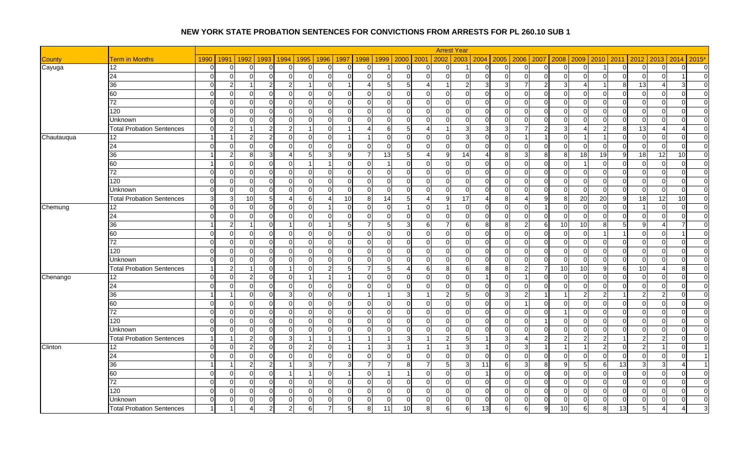# NEW YORK STATE PROBATION SENTENCES FOR CONVICTIONS FROM ARRESTS FOR PL 260.10 SUB 1

| | | Arrest Year | | | | | | | | | | | | | | | | | | | | | | | | |
|---|---|---|---|---|---|---|---|---|---|---|---|---|---|---|---|---|---|---|---|---|---|---|---|---|---|---|
| County | Term in Months | 1990 | 1991 | 1992 | 1993 | 1994 | 1995 | 1996 | 1997 | 1998 | 1999 | 2000 | 2001 | 2002 | 2003 | 2004 | 2005 | 2006 | 2007 | 2008 | 2009 | 2010 | 2011 | 2012 | 2013 | 2014 | 2015* |
| Cayuga | 12 | 0 | 0 | 0 | 0 | 0 | 0 | 0 | 0 | 0 | 1 | 0 | 0 | 0 | 1 | 0 | 0 | 0 | 0 | 0 | 0 | 1 | 0 | 0 | 0 | 0 | 0 |
| | 24 | 0 | 0 | 0 | 0 | 0 | 0 | 0 | 0 | 0 | 0 | 0 | 0 | 0 | 0 | 0 | 0 | 0 | 0 | 0 | 0 | 0 | 0 | 0 | 0 | 1 | 0 |
| | 36 | 0 | 2 | 1 | 2 | 2 | 1 | 0 | 1 | 4 | 5 | 5 | 4 | 1 | 2 | 3 | 3 | 7 | 2 | 3 | 4 | 1 | 8 | 13 | 4 | 3 | 0 |
| | 60 | 0 | 0 | 0 | 0 | 0 | 0 | 0 | 0 | 0 | 0 | 0 | 0 | 0 | 0 | 0 | 0 | 0 | 0 | 0 | 0 | 0 | 0 | 0 | 0 | 0 | 0 |
| | 72 | 0 | 0 | 0 | 0 | 0 | 0 | 0 | 0 | 0 | 0 | 0 | 0 | 0 | 0 | 0 | 0 | 0 | 0 | 0 | 0 | 0 | 0 | 0 | 0 | 0 | 0 |
| | 120 | 0 | 0 | 0 | 0 | 0 | 0 | 0 | 0 | 0 | 0 | 0 | 0 | 0 | 0 | 0 | 0 | 0 | 0 | 0 | 0 | 0 | 0 | 0 | 0 | 0 | 0 |
| | Unknown | 0 | 0 | 0 | 0 | 0 | 0 | 0 | 0 | 0 | 0 | 0 | 0 | 0 | 0 | 0 | 0 | 0 | 0 | 0 | 0 | 0 | 0 | 0 | 0 | 0 | 0 |
| | Total Probation Sentences | 0 | 2 | 1 | 2 | 2 | 1 | 0 | 1 | 4 | 6 | 5 | 4 | 1 | 3 | 3 | 3 | 7 | 2 | 3 | 4 | 2 | 8 | 13 | 4 | 4 | 0 |
| Chautauqua | 12 | 1 | 1 | 2 | 2 | 0 | 0 | 0 | 1 | 1 | 0 | 0 | 0 | 0 | 3 | 0 | 0 | 1 | 1 | 0 | 1 | 1 | 0 | 0 | 0 | 0 | 0 |
| | 24 | 0 | 0 | 0 | 0 | 0 | 0 | 0 | 0 | 0 | 0 | 0 | 0 | 0 | 0 | 0 | 0 | 0 | 0 | 0 | 0 | 0 | 0 | 0 | 0 | 0 | 0 |
| | 36 | 1 | 2 | 8 | 3 | 4 | 5 | 3 | 9 | 7 | 13 | 5 | 4 | 9 | 14 | 4 | 8 | 3 | 8 | 8 | 18 | 19 | 9 | 18 | 12 | 10 | 0 |
| | 60 | 1 | 0 | 0 | 0 | 0 | 1 | 1 | 0 | 0 | 1 | 0 | 0 | 0 | 0 | 0 | 0 | 0 | 0 | 0 | 1 | 0 | 0 | 0 | 0 | 0 | 0 |
| | 72 | 0 | 0 | 0 | 0 | 0 | 0 | 0 | 0 | 0 | 0 | 0 | 0 | 0 | 0 | 0 | 0 | 0 | 0 | 0 | 0 | 0 | 0 | 0 | 0 | 0 | 0 |
| | 120 | 0 | 0 | 0 | 0 | 0 | 0 | 0 | 0 | 0 | 0 | 0 | 0 | 0 | 0 | 0 | 0 | 0 | 0 | 0 | 0 | 0 | 0 | 0 | 0 | 0 | 0 |
| | Unknown | 0 | 0 | 0 | 0 | 0 | 0 | 0 | 0 | 0 | 0 | 0 | 0 | 0 | 0 | 0 | 0 | 0 | 0 | 0 | 0 | 0 | 0 | 0 | 0 | 0 | 0 |
| | Total Probation Sentences | 3 | 3 | 10 | 5 | 4 | 6 | 4 | 10 | 8 | 14 | 5 | 4 | 9 | 17 | 4 | 8 | 4 | 9 | 8 | 20 | 20 | 9 | 18 | 12 | 10 | 0 |
| Chemung | 12 | 0 | 0 | 0 | 0 | 0 | 0 | 1 | 0 | 0 | 0 | 1 | 0 | 1 | 0 | 0 | 0 | 0 | 1 | 0 | 0 | 0 | 0 | 1 | 0 | 0 | 0 |
| | 24 | 0 | 0 | 0 | 0 | 0 | 0 | 0 | 0 | 0 | 0 | 0 | 0 | 0 | 0 | 0 | 0 | 0 | 0 | 0 | 0 | 0 | 0 | 0 | 0 | 0 | 0 |
| | 36 | 1 | 2 | 1 | 0 | 1 | 0 | 1 | 5 | 7 | 5 | 3 | 6 | 7 | 6 | 8 | 8 | 2 | 6 | 10 | 10 | 8 | 5 | 9 | 4 | 7 | 0 |
| | 60 | 0 | 0 | 0 | 0 | 0 | 0 | 0 | 0 | 0 | 0 | 0 | 0 | 0 | 0 | 0 | 0 | 0 | 0 | 0 | 0 | 1 | 1 | 0 | 0 | 1 | 0 |
| | 72 | 0 | 0 | 0 | 0 | 0 | 0 | 0 | 0 | 0 | 0 | 0 | 0 | 0 | 0 | 0 | 0 | 0 | 0 | 0 | 0 | 0 | 0 | 0 | 0 | 0 | 0 |
| | 120 | 0 | 0 | 0 | 0 | 0 | 0 | 0 | 0 | 0 | 0 | 0 | 0 | 0 | 0 | 0 | 0 | 0 | 0 | 0 | 0 | 0 | 0 | 0 | 0 | 0 | 0 |
| | Unknown | 0 | 0 | 0 | 0 | 0 | 0 | 0 | 0 | 0 | 0 | 0 | 0 | 0 | 0 | 0 | 0 | 0 | 0 | 0 | 0 | 0 | 0 | 0 | 0 | 0 | 0 |
| | Total Probation Sentences | 1 | 2 | 1 | 0 | 1 | 0 | 2 | 5 | 7 | 5 | 4 | 6 | 8 | 6 | 8 | 8 | 2 | 7 | 10 | 10 | 9 | 6 | 10 | 4 | 8 | 0 |
| Chenango | 12 | 0 | 0 | 2 | 0 | 0 | 1 | 1 | 1 | 0 | 0 | 0 | 0 | 0 | 0 | 1 | 0 | 1 | 0 | 0 | 0 | 0 | 0 | 0 | 0 | 0 | 0 |
| | 24 | 0 | 0 | 0 | 0 | 0 | 0 | 0 | 0 | 0 | 0 | 0 | 0 | 0 | 0 | 0 | 0 | 0 | 0 | 0 | 0 | 0 | 0 | 0 | 0 | 0 | 0 |
| | 36 | 1 | 1 | 0 | 0 | 3 | 0 | 0 | 0 | 1 | 1 | 3 | 1 | 2 | 5 | 0 | 3 | 2 | 1 | 1 | 2 | 2 | 1 | 2 | 2 | 0 | 0 |
| | 60 | 0 | 0 | 0 | 0 | 0 | 0 | 0 | 0 | 0 | 0 | 0 | 0 | 0 | 0 | 0 | 0 | 1 | 0 | 0 | 0 | 0 | 0 | 0 | 0 | 0 | 0 |
| | 72 | 0 | 0 | 0 | 0 | 0 | 0 | 0 | 0 | 0 | 0 | 0 | 0 | 0 | 0 | 0 | 0 | 0 | 0 | 1 | 0 | 0 | 0 | 0 | 0 | 0 | 0 |
| | 120 | 0 | 0 | 0 | 0 | 0 | 0 | 0 | 0 | 0 | 0 | 0 | 0 | 0 | 0 | 0 | 0 | 0 | 1 | 0 | 0 | 0 | 0 | 0 | 0 | 0 | 0 |
| | Unknown | 0 | 0 | 0 | 0 | 0 | 0 | 0 | 0 | 0 | 0 | 0 | 0 | 0 | 0 | 0 | 0 | 0 | 0 | 0 | 0 | 0 | 0 | 0 | 0 | 0 | 0 |
| | Total Probation Sentences | 1 | 1 | 2 | 0 | 3 | 1 | 1 | 1 | 1 | 1 | 3 | 1 | 2 | 5 | 1 | 3 | 4 | 2 | 2 | 2 | 2 | 1 | 2 | 2 | 0 | 0 |
| Clinton | 12 | 0 | 0 | 2 | 0 | 0 | 2 | 0 | 1 | 1 | 3 | 1 | 1 | 1 | 3 | 1 | 0 | 3 | 1 | 1 | 1 | 2 | 0 | 2 | 1 | 0 | 1 |
| | 24 | 0 | 0 | 0 | 0 | 0 | 0 | 0 | 0 | 0 | 0 | 0 | 0 | 0 | 0 | 0 | 0 | 0 | 0 | 0 | 0 | 0 | 0 | 0 | 0 | 0 | 1 |
| | 36 | 1 | 1 | 2 | 2 | 1 | 3 | 7 | 3 | 7 | 7 | 8 | 7 | 5 | 3 | 11 | 6 | 3 | 8 | 9 | 5 | 6 | 13 | 3 | 3 | 4 | 1 |
| | 60 | 0 | 0 | 0 | 0 | 1 | 1 | 0 | 1 | 0 | 1 | 1 | 0 | 0 | 0 | 1 | 0 | 0 | 0 | 0 | 0 | 0 | 0 | 0 | 0 | 0 | 0 |
| | 72 | 0 | 0 | 0 | 0 | 0 | 0 | 0 | 0 | 0 | 0 | 0 | 0 | 0 | 0 | 0 | 0 | 0 | 0 | 0 | 0 | 0 | 0 | 0 | 0 | 0 | 0 |
| | 120 | 0 | 0 | 0 | 0 | 0 | 0 | 0 | 0 | 0 | 0 | 0 | 0 | 0 | 0 | 0 | 0 | 0 | 0 | 0 | 0 | 0 | 0 | 0 | 0 | 0 | 0 |
| | Unknown | 0 | 0 | 0 | 0 | 0 | 0 | 0 | 0 | 0 | 0 | 0 | 0 | 0 | 0 | 0 | 0 | 0 | 0 | 0 | 0 | 0 | 0 | 0 | 0 | 0 | 0 |
| | Total Probation Sentences | 1 | 1 | 4 | 2 | 2 | 6 | 7 | 5 | 8 | 11 | 10 | 8 | 6 | 6 | 13 | 6 | 6 | 9 | 10 | 6 | 8 | 13 | 5 | 4 | 4 | 3 |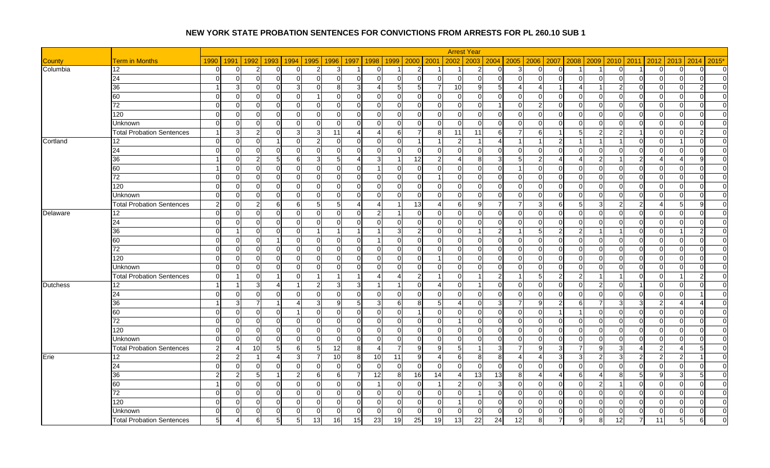# NEW YORK STATE PROBATION SENTENCES FOR CONVICTIONS FROM ARRESTS FOR PL 260.10 SUB 1

| | | Arrest Year | | | | | | | | | | | | | | | | | | | | | | | | | |
|---|---|---|---|---|---|---|---|---|---|---|---|---|---|---|---|---|---|---|---|---|---|---|---|---|---|---|---|
| County | Term in Months | 1990 | 1991 | 1992 | 1993 | 1994 | 1995 | 1996 | 1997 | 1998 | 1999 | 2000 | 2001 | 2002 | 2003 | 2004 | 2005 | 2006 | 2007 | 2008 | 2009 | 2010 | 2011 | 2012 | 2013 | 2014 | 2015* |
| Columbia | 12 | 0 | 0 | 2 | 0 | 0 | 2 | 3 | 1 | 0 | 1 | 2 | 1 | 1 | 2 | 0 | 3 | 0 | 0 | 1 | 1 | 0 | 1 | 0 | 0 | 0 | 0 |
| | 24 | 0 | 0 | 0 | 0 | 0 | 0 | 0 | 0 | 0 | 0 | 0 | 0 | 0 | 0 | 0 | 0 | 0 | 0 | 0 | 0 | 0 | 0 | 0 | 0 | 0 | 0 |
| | 36 | 1 | 3 | 0 | 0 | 3 | 0 | 8 | 3 | 4 | 5 | 5 | 7 | 10 | 9 | 5 | 4 | 4 | 1 | 4 | 1 | 2 | 0 | 0 | 0 | 2 | 0 |
| | 60 | 0 | 0 | 0 | 0 | 0 | 1 | 0 | 0 | 0 | 0 | 0 | 0 | 0 | 0 | 0 | 0 | 0 | 0 | 0 | 0 | 0 | 0 | 0 | 0 | 0 | 0 |
| | 72 | 0 | 0 | 0 | 0 | 0 | 0 | 0 | 0 | 0 | 0 | 0 | 0 | 0 | 0 | 1 | 0 | 2 | 0 | 0 | 0 | 0 | 0 | 0 | 0 | 0 | 0 |
| | 120 | 0 | 0 | 0 | 0 | 0 | 0 | 0 | 0 | 0 | 0 | 0 | 0 | 0 | 0 | 0 | 0 | 0 | 0 | 0 | 0 | 0 | 0 | 0 | 0 | 0 | 0 |
| | Unknown | 0 | 0 | 0 | 0 | 0 | 0 | 0 | 0 | 0 | 0 | 0 | 0 | 0 | 0 | 0 | 0 | 0 | 0 | 0 | 0 | 0 | 0 | 0 | 0 | 0 | 0 |
| | Total Probation Sentences | 1 | 3 | 2 | 0 | 3 | 3 | 11 | 4 | 4 | 6 | 7 | 8 | 11 | 11 | 6 | 7 | 6 | 1 | 5 | 2 | 2 | 1 | 0 | 0 | 2 | 0 |
| Cortland | 12 | 0 | 0 | 0 | 1 | 0 | 2 | 0 | 0 | 0 | 0 | 1 | 1 | 2 | 1 | 4 | 1 | 1 | 2 | 1 | 1 | 1 | 0 | 0 | 1 | 0 | 0 |
| | 24 | 0 | 0 | 0 | 0 | 0 | 0 | 0 | 0 | 0 | 0 | 0 | 0 | 0 | 0 | 0 | 0 | 0 | 0 | 0 | 0 | 0 | 0 | 0 | 0 | 0 | 0 |
| | 36 | 1 | 0 | 2 | 5 | 6 | 3 | 5 | 4 | 3 | 1 | 12 | 2 | 4 | 8 | 3 | 5 | 2 | 4 | 4 | 2 | 1 | 2 | 4 | 4 | 9 | 0 |
| | 60 | 1 | 0 | 0 | 0 | 0 | 0 | 0 | 0 | 1 | 0 | 0 | 0 | 0 | 0 | 0 | 1 | 0 | 0 | 0 | 0 | 0 | 0 | 0 | 0 | 0 | 0 |
| | 72 | 0 | 0 | 0 | 0 | 0 | 0 | 0 | 0 | 0 | 0 | 0 | 1 | 0 | 0 | 0 | 0 | 0 | 0 | 0 | 0 | 0 | 0 | 0 | 0 | 0 | 0 |
| | 120 | 0 | 0 | 0 | 0 | 0 | 0 | 0 | 0 | 0 | 0 | 0 | 0 | 0 | 0 | 0 | 0 | 0 | 0 | 0 | 0 | 0 | 0 | 0 | 0 | 0 | 0 |
| | Unknown | 0 | 0 | 0 | 0 | 0 | 0 | 0 | 0 | 0 | 0 | 0 | 0 | 0 | 0 | 0 | 0 | 0 | 0 | 0 | 0 | 0 | 0 | 0 | 0 | 0 | 0 |
| | Total Probation Sentences | 2 | 0 | 2 | 6 | 6 | 5 | 5 | 4 | 4 | 1 | 13 | 4 | 6 | 9 | 7 | 7 | 3 | 6 | 5 | 3 | 2 | 2 | 4 | 5 | 9 | 0 |
| Delaware | 12 | 0 | 0 | 0 | 0 | 0 | 0 | 0 | 0 | 2 | 1 | 0 | 0 | 0 | 0 | 0 | 0 | 0 | 0 | 0 | 0 | 0 | 0 | 0 | 0 | 0 | 0 |
| | 24 | 0 | 0 | 0 | 0 | 0 | 0 | 0 | 0 | 0 | 0 | 0 | 0 | 0 | 0 | 0 | 0 | 0 | 0 | 0 | 0 | 0 | 0 | 0 | 0 | 0 | 0 |
| | 36 | 0 | 1 | 0 | 0 | 0 | 1 | 1 | 1 | 1 | 3 | 2 | 0 | 0 | 1 | 2 | 1 | 5 | 2 | 2 | 1 | 1 | 0 | 0 | 1 | 2 | 0 |
| | 60 | 0 | 0 | 0 | 1 | 0 | 0 | 0 | 0 | 1 | 0 | 0 | 0 | 0 | 0 | 0 | 0 | 0 | 0 | 0 | 0 | 0 | 0 | 0 | 0 | 0 | 0 |
| | 72 | 0 | 0 | 0 | 0 | 0 | 0 | 0 | 0 | 0 | 0 | 0 | 0 | 0 | 0 | 0 | 0 | 0 | 0 | 0 | 0 | 0 | 0 | 0 | 0 | 0 | 0 |
| | 120 | 0 | 0 | 0 | 0 | 0 | 0 | 0 | 0 | 0 | 0 | 0 | 1 | 0 | 0 | 0 | 0 | 0 | 0 | 0 | 0 | 0 | 0 | 0 | 0 | 0 | 0 |
| | Unknown | 0 | 0 | 0 | 0 | 0 | 0 | 0 | 0 | 0 | 0 | 0 | 0 | 0 | 0 | 0 | 0 | 0 | 0 | 0 | 0 | 0 | 0 | 0 | 0 | 0 | 0 |
| | Total Probation Sentences | 0 | 1 | 0 | 1 | 0 | 1 | 1 | 1 | 4 | 4 | 2 | 1 | 0 | 1 | 2 | 1 | 5 | 2 | 2 | 1 | 1 | 0 | 0 | 1 | 2 | 0 |
| Dutchess | 12 | 1 | 1 | 3 | 4 | 1 | 2 | 3 | 3 | 1 | 1 | 0 | 4 | 0 | 1 | 0 | 0 | 0 | 0 | 0 | 2 | 0 | 1 | 0 | 0 | 0 | 0 |
| | 24 | 0 | 0 | 0 | 0 | 0 | 0 | 0 | 0 | 0 | 0 | 0 | 0 | 0 | 0 | 0 | 0 | 0 | 0 | 0 | 0 | 0 | 0 | 0 | 0 | 1 | 0 |
| | 36 | 1 | 3 | 7 | 1 | 4 | 3 | 9 | 5 | 3 | 6 | 8 | 5 | 4 | 0 | 3 | 7 | 9 | 2 | 6 | 7 | 3 | 3 | 2 | 4 | 4 | 0 |
| | 60 | 0 | 0 | 0 | 0 | 1 | 0 | 0 | 0 | 0 | 0 | 1 | 0 | 0 | 0 | 0 | 0 | 0 | 1 | 1 | 0 | 0 | 0 | 0 | 0 | 0 | 0 |
| | 72 | 0 | 0 | 0 | 0 | 0 | 0 | 0 | 0 | 0 | 0 | 0 | 0 | 1 | 0 | 0 | 0 | 0 | 0 | 0 | 0 | 0 | 0 | 0 | 0 | 0 | 0 |
| | 120 | 0 | 0 | 0 | 0 | 0 | 0 | 0 | 0 | 0 | 0 | 0 | 0 | 0 | 0 | 0 | 0 | 0 | 0 | 0 | 0 | 0 | 0 | 0 | 0 | 0 | 0 |
| | Unknown | 0 | 0 | 0 | 0 | 0 | 0 | 0 | 0 | 0 | 0 | 0 | 0 | 0 | 0 | 0 | 0 | 0 | 0 | 0 | 0 | 0 | 0 | 0 | 0 | 0 | 0 |
| | Total Probation Sentences | 2 | 4 | 10 | 5 | 6 | 5 | 12 | 8 | 4 | 7 | 9 | 9 | 5 | 1 | 3 | 7 | 9 | 3 | 7 | 9 | 3 | 4 | 2 | 4 | 5 | 0 |
| Erie | 12 | 2 | 2 | 1 | 4 | 3 | 7 | 10 | 8 | 10 | 11 | 9 | 4 | 6 | 8 | 8 | 4 | 4 | 3 | 3 | 2 | 3 | 2 | 2 | 2 | 1 | 0 |
| | 24 | 0 | 0 | 0 | 0 | 0 | 0 | 0 | 0 | 0 | 0 | 0 | 0 | 0 | 0 | 0 | 0 | 0 | 0 | 0 | 0 | 0 | 0 | 0 | 0 | 0 | 0 |
| | 36 | 2 | 2 | 5 | 1 | 2 | 6 | 6 | 7 | 12 | 8 | 16 | 14 | 4 | 13 | 13 | 8 | 4 | 4 | 6 | 4 | 8 | 5 | 9 | 3 | 5 | 0 |
| | 60 | 1 | 0 | 0 | 0 | 0 | 0 | 0 | 0 | 1 | 0 | 0 | 1 | 2 | 0 | 3 | 0 | 0 | 0 | 0 | 2 | 1 | 0 | 0 | 0 | 0 | 0 |
| | 72 | 0 | 0 | 0 | 0 | 0 | 0 | 0 | 0 | 0 | 0 | 0 | 0 | 0 | 1 | 0 | 0 | 0 | 0 | 0 | 0 | 0 | 0 | 0 | 0 | 0 | 0 |
| | 120 | 0 | 0 | 0 | 0 | 0 | 0 | 0 | 0 | 0 | 0 | 0 | 0 | 1 | 0 | 0 | 0 | 0 | 0 | 0 | 0 | 0 | 0 | 0 | 0 | 0 | 0 |
| | Unknown | 0 | 0 | 0 | 0 | 0 | 0 | 0 | 0 | 0 | 0 | 0 | 0 | 0 | 0 | 0 | 0 | 0 | 0 | 0 | 0 | 0 | 0 | 0 | 0 | 0 | 0 |
| | Total Probation Sentences | 5 | 4 | 6 | 5 | 5 | 13 | 16 | 15 | 23 | 19 | 25 | 19 | 13 | 22 | 24 | 12 | 8 | 7 | 9 | 8 | 12 | 7 | 11 | 5 | 6 | 0 |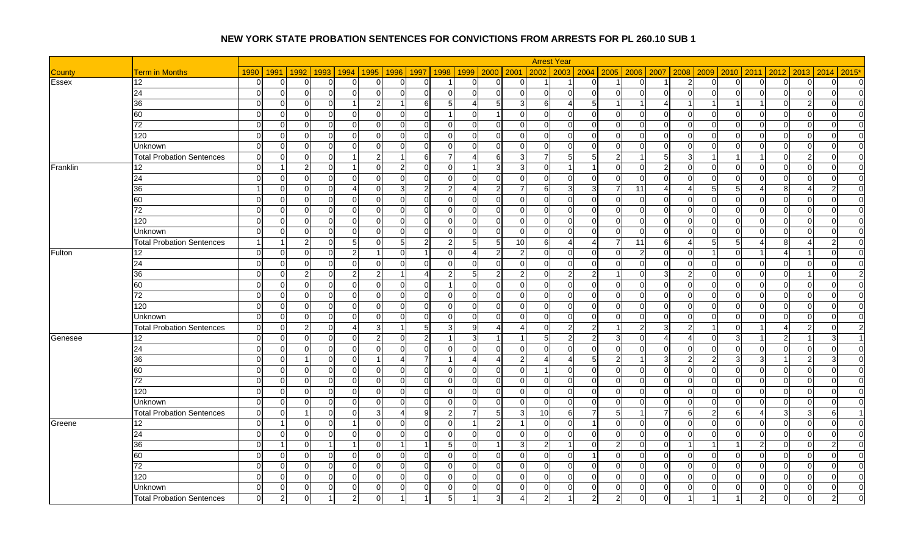# NEW YORK STATE PROBATION SENTENCES FOR CONVICTIONS FROM ARRESTS FOR PL 260.10 SUB 1

| | | Arrest Year | | | | | | | | | | | | | | | | | | | | | | | | |
|---|---|---|---|---|---|---|---|---|---|---|---|---|---|---|---|---|---|---|---|---|---|---|---|---|---|---|
| County | Term in Months | 1990 | 1991 | 1992 | 1993 | 1994 | 1995 | 1996 | 1997 | 1998 | 1999 | 2000 | 2001 | 2002 | 2003 | 2004 | 2005 | 2006 | 2007 | 2008 | 2009 | 2010 | 2011 | 2012 | 2013 | 2014 | 2015* |
| Essex | 12 | 0 | 0 | 0 | 0 | 0 | 0 | 0 | 0 | 1 | 0 | 0 | 0 | 1 | 1 | 0 | 1 | 0 | 1 | 2 | 0 | 0 | 0 | 0 | 0 | 0 | 0 |
| | 24 | 0 | 0 | 0 | 0 | 0 | 0 | 0 | 0 | 0 | 0 | 0 | 0 | 0 | 0 | 0 | 0 | 0 | 0 | 0 | 0 | 0 | 0 | 0 | 0 | 0 | 0 |
| | 36 | 0 | 0 | 0 | 0 | 1 | 2 | 1 | 6 | 5 | 4 | 5 | 3 | 6 | 4 | 5 | 1 | 1 | 4 | 1 | 1 | 1 | 1 | 0 | 2 | 0 | 0 |
| | 60 | 0 | 0 | 0 | 0 | 0 | 0 | 0 | 0 | 1 | 0 | 1 | 0 | 0 | 0 | 0 | 0 | 0 | 0 | 0 | 0 | 0 | 0 | 0 | 0 | 0 | 0 |
| | 72 | 0 | 0 | 0 | 0 | 0 | 0 | 0 | 0 | 0 | 0 | 0 | 0 | 0 | 0 | 0 | 0 | 0 | 0 | 0 | 0 | 0 | 0 | 0 | 0 | 0 | 0 |
| | 120 | 0 | 0 | 0 | 0 | 0 | 0 | 0 | 0 | 0 | 0 | 0 | 0 | 0 | 0 | 0 | 0 | 0 | 0 | 0 | 0 | 0 | 0 | 0 | 0 | 0 | 0 |
| | Unknown | 0 | 0 | 0 | 0 | 0 | 0 | 0 | 0 | 0 | 0 | 0 | 0 | 0 | 0 | 0 | 0 | 0 | 0 | 0 | 0 | 0 | 0 | 0 | 0 | 0 | 0 |
| | Total Probation Sentences | 0 | 0 | 0 | 0 | 1 | 2 | 1 | 6 | 7 | 4 | 6 | 3 | 7 | 5 | 5 | 2 | 1 | 5 | 3 | 1 | 1 | 1 | 0 | 2 | 0 | 0 |
| Franklin | 12 | 0 | 1 | 2 | 0 | 1 | 0 | 2 | 0 | 0 | 1 | 3 | 3 | 0 | 1 | 1 | 0 | 0 | 2 | 0 | 0 | 0 | 0 | 0 | 0 | 0 | 0 |
| | 24 | 0 | 0 | 0 | 0 | 0 | 0 | 0 | 0 | 0 | 0 | 0 | 0 | 0 | 0 | 0 | 0 | 0 | 0 | 0 | 0 | 0 | 0 | 0 | 0 | 0 | 0 |
| | 36 | 1 | 0 | 0 | 0 | 4 | 0 | 3 | 2 | 2 | 4 | 2 | 7 | 6 | 3 | 3 | 7 | 11 | 4 | 4 | 5 | 5 | 4 | 8 | 4 | 2 | 0 |
| | 60 | 0 | 0 | 0 | 0 | 0 | 0 | 0 | 0 | 0 | 0 | 0 | 0 | 0 | 0 | 0 | 0 | 0 | 0 | 0 | 0 | 0 | 0 | 0 | 0 | 0 | 0 |
| | 72 | 0 | 0 | 0 | 0 | 0 | 0 | 0 | 0 | 0 | 0 | 0 | 0 | 0 | 0 | 0 | 0 | 0 | 0 | 0 | 0 | 0 | 0 | 0 | 0 | 0 | 0 |
| | 120 | 0 | 0 | 0 | 0 | 0 | 0 | 0 | 0 | 0 | 0 | 0 | 0 | 0 | 0 | 0 | 0 | 0 | 0 | 0 | 0 | 0 | 0 | 0 | 0 | 0 | 0 |
| | Unknown | 0 | 0 | 0 | 0 | 0 | 0 | 0 | 0 | 0 | 0 | 0 | 0 | 0 | 0 | 0 | 0 | 0 | 0 | 0 | 0 | 0 | 0 | 0 | 0 | 0 | 0 |
| | Total Probation Sentences | 1 | 1 | 2 | 0 | 5 | 0 | 5 | 2 | 2 | 5 | 5 | 10 | 6 | 4 | 4 | 7 | 11 | 6 | 4 | 5 | 5 | 4 | 8 | 4 | 2 | 0 |
| Fulton | 12 | 0 | 0 | 0 | 0 | 2 | 1 | 0 | 1 | 0 | 4 | 2 | 2 | 0 | 0 | 0 | 0 | 2 | 0 | 0 | 1 | 0 | 1 | 4 | 1 | 0 | 0 |
| | 24 | 0 | 0 | 0 | 0 | 0 | 0 | 0 | 0 | 0 | 0 | 0 | 0 | 0 | 0 | 0 | 0 | 0 | 0 | 0 | 0 | 0 | 0 | 0 | 0 | 0 | 0 |
| | 36 | 0 | 0 | 2 | 0 | 2 | 2 | 1 | 4 | 2 | 5 | 2 | 2 | 0 | 2 | 2 | 1 | 0 | 3 | 2 | 0 | 0 | 0 | 0 | 1 | 0 | 2 |
| | 60 | 0 | 0 | 0 | 0 | 0 | 0 | 0 | 0 | 1 | 0 | 0 | 0 | 0 | 0 | 0 | 0 | 0 | 0 | 0 | 0 | 0 | 0 | 0 | 0 | 0 | 0 |
| | 72 | 0 | 0 | 0 | 0 | 0 | 0 | 0 | 0 | 0 | 0 | 0 | 0 | 0 | 0 | 0 | 0 | 0 | 0 | 0 | 0 | 0 | 0 | 0 | 0 | 0 | 0 |
| | 120 | 0 | 0 | 0 | 0 | 0 | 0 | 0 | 0 | 0 | 0 | 0 | 0 | 0 | 0 | 0 | 0 | 0 | 0 | 0 | 0 | 0 | 0 | 0 | 0 | 0 | 0 |
| | Unknown | 0 | 0 | 0 | 0 | 0 | 0 | 0 | 0 | 0 | 0 | 0 | 0 | 0 | 0 | 0 | 0 | 0 | 0 | 0 | 0 | 0 | 0 | 0 | 0 | 0 | 0 |
| | Total Probation Sentences | 0 | 0 | 2 | 0 | 4 | 3 | 1 | 5 | 3 | 9 | 4 | 4 | 0 | 2 | 2 | 1 | 2 | 3 | 2 | 1 | 0 | 1 | 4 | 2 | 0 | 2 |
| Genesee | 12 | 0 | 0 | 0 | 0 | 0 | 2 | 0 | 2 | 1 | 3 | 1 | 1 | 5 | 2 | 2 | 3 | 0 | 4 | 4 | 0 | 3 | 1 | 2 | 1 | 3 | 1 |
| | 24 | 0 | 0 | 0 | 0 | 0 | 0 | 0 | 0 | 0 | 0 | 0 | 0 | 0 | 0 | 0 | 0 | 0 | 0 | 0 | 0 | 0 | 0 | 0 | 0 | 0 | 0 |
| | 36 | 0 | 0 | 1 | 0 | 0 | 1 | 4 | 7 | 1 | 4 | 4 | 2 | 4 | 4 | 5 | 2 | 1 | 3 | 2 | 2 | 3 | 3 | 1 | 2 | 3 | 0 |
| | 60 | 0 | 0 | 0 | 0 | 0 | 0 | 0 | 0 | 0 | 0 | 0 | 0 | 1 | 0 | 0 | 0 | 0 | 0 | 0 | 0 | 0 | 0 | 0 | 0 | 0 | 0 |
| | 72 | 0 | 0 | 0 | 0 | 0 | 0 | 0 | 0 | 0 | 0 | 0 | 0 | 0 | 0 | 0 | 0 | 0 | 0 | 0 | 0 | 0 | 0 | 0 | 0 | 0 | 0 |
| | 120 | 0 | 0 | 0 | 0 | 0 | 0 | 0 | 0 | 0 | 0 | 0 | 0 | 0 | 0 | 0 | 0 | 0 | 0 | 0 | 0 | 0 | 0 | 0 | 0 | 0 | 0 |
| | Unknown | 0 | 0 | 0 | 0 | 0 | 0 | 0 | 0 | 0 | 0 | 0 | 0 | 0 | 0 | 0 | 0 | 0 | 0 | 0 | 0 | 0 | 0 | 0 | 0 | 0 | 0 |
| | Total Probation Sentences | 0 | 0 | 1 | 0 | 0 | 3 | 4 | 9 | 2 | 7 | 5 | 3 | 10 | 6 | 7 | 5 | 1 | 7 | 6 | 2 | 6 | 4 | 3 | 3 | 6 | 1 |
| Greene | 12 | 0 | 1 | 0 | 0 | 1 | 0 | 0 | 0 | 0 | 1 | 2 | 1 | 0 | 0 | 1 | 0 | 0 | 0 | 0 | 0 | 0 | 0 | 0 | 0 | 0 | 0 |
| | 24 | 0 | 0 | 0 | 0 | 0 | 0 | 0 | 0 | 0 | 0 | 0 | 0 | 0 | 0 | 0 | 0 | 0 | 0 | 0 | 0 | 0 | 0 | 0 | 0 | 0 | 0 |
| | 36 | 0 | 1 | 0 | 1 | 1 | 0 | 1 | 1 | 5 | 0 | 1 | 3 | 2 | 1 | 0 | 2 | 0 | 0 | 1 | 1 | 1 | 2 | 0 | 0 | 2 | 0 |
| | 60 | 0 | 0 | 0 | 0 | 0 | 0 | 0 | 0 | 0 | 0 | 0 | 0 | 0 | 0 | 1 | 0 | 0 | 0 | 0 | 0 | 0 | 0 | 0 | 0 | 0 | 0 |
| | 72 | 0 | 0 | 0 | 0 | 0 | 0 | 0 | 0 | 0 | 0 | 0 | 0 | 0 | 0 | 0 | 0 | 0 | 0 | 0 | 0 | 0 | 0 | 0 | 0 | 0 | 0 |
| | 120 | 0 | 0 | 0 | 0 | 0 | 0 | 0 | 0 | 0 | 0 | 0 | 0 | 0 | 0 | 0 | 0 | 0 | 0 | 0 | 0 | 0 | 0 | 0 | 0 | 0 | 0 |
| | Unknown | 0 | 0 | 0 | 0 | 0 | 0 | 0 | 0 | 0 | 0 | 0 | 0 | 0 | 0 | 0 | 0 | 0 | 0 | 0 | 0 | 0 | 0 | 0 | 0 | 0 | 0 |
| | Total Probation Sentences | 0 | 2 | 0 | 1 | 2 | 0 | 1 | 1 | 5 | 1 | 3 | 4 | 2 | 1 | 2 | 2 | 0 | 0 | 1 | 1 | 1 | 2 | 0 | 0 | 2 | 0 |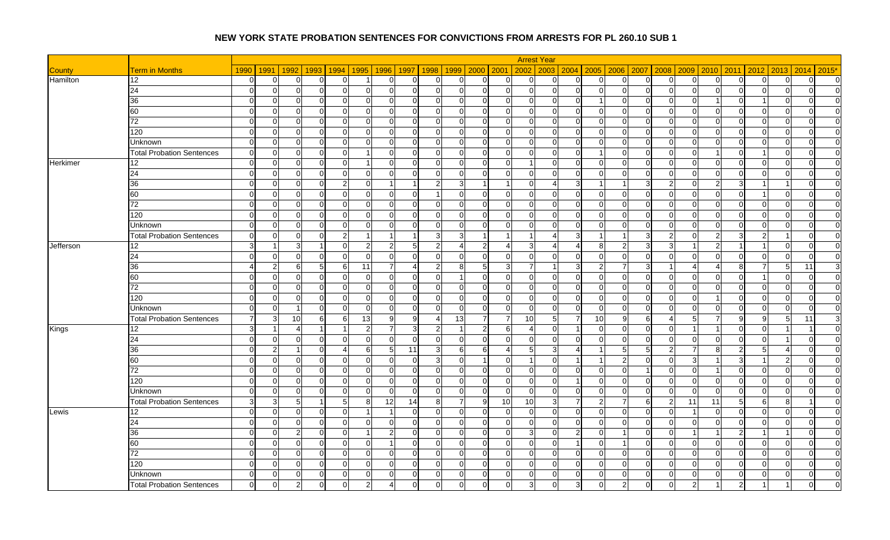# NEW YORK STATE PROBATION SENTENCES FOR CONVICTIONS FROM ARRESTS FOR PL 260.10 SUB 1

| | | Arrest Year | | | | | | | | | | | | | | | | | | | | | | | | |
|---|---|---|---|---|---|---|---|---|---|---|---|---|---|---|---|---|---|---|---|---|---|---|---|---|---|---|
| County | Term in Months | 1990 | 1991 | 1992 | 1993 | 1994 | 1995 | 1996 | 1997 | 1998 | 1999 | 2000 | 2001 | 2002 | 2003 | 2004 | 2005 | 2006 | 2007 | 2008 | 2009 | 2010 | 2011 | 2012 | 2013 | 2014 | 2015* |
| Hamilton | 12 | 0 | 0 | 0 | 0 | 0 | 1 | 0 | 0 | 0 | 0 | 0 | 0 | 0 | 0 | 0 | 0 | 0 | 0 | 0 | 0 | 0 | 0 | 0 | 0 | 0 | 0 |
| | 24 | 0 | 0 | 0 | 0 | 0 | 0 | 0 | 0 | 0 | 0 | 0 | 0 | 0 | 0 | 0 | 0 | 0 | 0 | 0 | 0 | 0 | 0 | 0 | 0 | 0 | 0 |
| | 36 | 0 | 0 | 0 | 0 | 0 | 0 | 0 | 0 | 0 | 0 | 0 | 0 | 0 | 0 | 0 | 1 | 0 | 0 | 0 | 0 | 1 | 0 | 1 | 0 | 0 | 0 |
| | 60 | 0 | 0 | 0 | 0 | 0 | 0 | 0 | 0 | 0 | 0 | 0 | 0 | 0 | 0 | 0 | 0 | 0 | 0 | 0 | 0 | 0 | 0 | 0 | 0 | 0 | 0 |
| | 72 | 0 | 0 | 0 | 0 | 0 | 0 | 0 | 0 | 0 | 0 | 0 | 0 | 0 | 0 | 0 | 0 | 0 | 0 | 0 | 0 | 0 | 0 | 0 | 0 | 0 | 0 |
| | 120 | 0 | 0 | 0 | 0 | 0 | 0 | 0 | 0 | 0 | 0 | 0 | 0 | 0 | 0 | 0 | 0 | 0 | 0 | 0 | 0 | 0 | 0 | 0 | 0 | 0 | 0 |
| | Unknown | 0 | 0 | 0 | 0 | 0 | 0 | 0 | 0 | 0 | 0 | 0 | 0 | 0 | 0 | 0 | 0 | 0 | 0 | 0 | 0 | 0 | 0 | 0 | 0 | 0 | 0 |
| | Total Probation Sentences | 0 | 0 | 0 | 0 | 0 | 1 | 0 | 0 | 0 | 0 | 0 | 0 | 0 | 0 | 0 | 1 | 0 | 0 | 0 | 0 | 1 | 0 | 1 | 0 | 0 | 0 |
| Herkimer | 12 | 0 | 0 | 0 | 0 | 0 | 1 | 0 | 0 | 0 | 0 | 0 | 0 | 1 | 0 | 0 | 0 | 0 | 0 | 0 | 0 | 0 | 0 | 0 | 0 | 0 | 0 |
| | 24 | 0 | 0 | 0 | 0 | 0 | 0 | 0 | 0 | 0 | 0 | 0 | 0 | 0 | 0 | 0 | 0 | 0 | 0 | 0 | 0 | 0 | 0 | 0 | 0 | 0 | 0 |
| | 36 | 0 | 0 | 0 | 0 | 2 | 0 | 1 | 1 | 2 | 3 | 1 | 1 | 0 | 4 | 3 | 1 | 1 | 3 | 2 | 0 | 2 | 3 | 1 | 1 | 0 | 0 |
| | 60 | 0 | 0 | 0 | 0 | 0 | 0 | 0 | 0 | 1 | 0 | 0 | 0 | 0 | 0 | 0 | 0 | 0 | 0 | 0 | 0 | 0 | 0 | 1 | 0 | 0 | 0 |
| | 72 | 0 | 0 | 0 | 0 | 0 | 0 | 0 | 0 | 0 | 0 | 0 | 0 | 0 | 0 | 0 | 0 | 0 | 0 | 0 | 0 | 0 | 0 | 0 | 0 | 0 | 0 |
| | 120 | 0 | 0 | 0 | 0 | 0 | 0 | 0 | 0 | 0 | 0 | 0 | 0 | 0 | 0 | 0 | 0 | 0 | 0 | 0 | 0 | 0 | 0 | 0 | 0 | 0 | 0 |
| | Unknown | 0 | 0 | 0 | 0 | 0 | 0 | 0 | 0 | 0 | 0 | 0 | 0 | 0 | 0 | 0 | 0 | 0 | 0 | 0 | 0 | 0 | 0 | 0 | 0 | 0 | 0 |
| | Total Probation Sentences | 0 | 0 | 0 | 0 | 2 | 1 | 1 | 1 | 3 | 3 | 1 | 1 | 1 | 4 | 3 | 1 | 1 | 3 | 2 | 0 | 2 | 3 | 2 | 1 | 0 | 0 |
| Jefferson | 12 | 3 | 1 | 3 | 1 | 0 | 2 | 2 | 5 | 2 | 4 | 2 | 4 | 3 | 4 | 4 | 8 | 2 | 3 | 3 | 1 | 2 | 1 | 1 | 0 | 0 | 0 |
| | 24 | 0 | 0 | 0 | 0 | 0 | 0 | 0 | 0 | 0 | 0 | 0 | 0 | 0 | 0 | 0 | 0 | 0 | 0 | 0 | 0 | 0 | 0 | 0 | 0 | 0 | 0 |
| | 36 | 4 | 2 | 6 | 5 | 6 | 11 | 7 | 4 | 2 | 8 | 5 | 3 | 7 | 1 | 3 | 2 | 7 | 3 | 1 | 4 | 4 | 8 | 7 | 5 | 11 | 3 |
| | 60 | 0 | 0 | 0 | 0 | 0 | 0 | 0 | 0 | 0 | 1 | 0 | 0 | 0 | 0 | 0 | 0 | 0 | 0 | 0 | 0 | 0 | 0 | 1 | 0 | 0 | 0 |
| | 72 | 0 | 0 | 0 | 0 | 0 | 0 | 0 | 0 | 0 | 0 | 0 | 0 | 0 | 0 | 0 | 0 | 0 | 0 | 0 | 0 | 0 | 0 | 0 | 0 | 0 | 0 |
| | 120 | 0 | 0 | 0 | 0 | 0 | 0 | 0 | 0 | 0 | 0 | 0 | 0 | 0 | 0 | 0 | 0 | 0 | 0 | 0 | 0 | 1 | 0 | 0 | 0 | 0 | 0 |
| | Unknown | 0 | 0 | 1 | 0 | 0 | 0 | 0 | 0 | 0 | 0 | 0 | 0 | 0 | 0 | 0 | 0 | 0 | 0 | 0 | 0 | 0 | 0 | 0 | 0 | 0 | 0 |
| | Total Probation Sentences | 7 | 3 | 10 | 6 | 6 | 13 | 9 | 9 | 4 | 13 | 7 | 7 | 10 | 5 | 7 | 10 | 9 | 6 | 4 | 5 | 7 | 9 | 9 | 5 | 11 | 3 |
| Kings | 12 | 3 | 1 | 4 | 1 | 1 | 2 | 7 | 3 | 2 | 1 | 2 | 6 | 4 | 0 | 1 | 0 | 0 | 0 | 0 | 1 | 1 | 0 | 0 | 1 | 1 | 0 |
| | 24 | 0 | 0 | 0 | 0 | 0 | 0 | 0 | 0 | 0 | 0 | 0 | 0 | 0 | 0 | 0 | 0 | 0 | 0 | 0 | 0 | 0 | 0 | 0 | 1 | 0 | 0 |
| | 36 | 0 | 2 | 1 | 0 | 4 | 6 | 5 | 11 | 3 | 6 | 6 | 4 | 5 | 3 | 4 | 1 | 5 | 5 | 2 | 7 | 8 | 2 | 5 | 4 | 0 | 0 |
| | 60 | 0 | 0 | 0 | 0 | 0 | 0 | 0 | 0 | 3 | 0 | 1 | 0 | 1 | 0 | 1 | 1 | 2 | 0 | 0 | 3 | 1 | 3 | 1 | 2 | 0 | 0 |
| | 72 | 0 | 0 | 0 | 0 | 0 | 0 | 0 | 0 | 0 | 0 | 0 | 0 | 0 | 0 | 0 | 0 | 0 | 1 | 0 | 0 | 1 | 0 | 0 | 0 | 0 | 0 |
| | 120 | 0 | 0 | 0 | 0 | 0 | 0 | 0 | 0 | 0 | 0 | 0 | 0 | 0 | 0 | 1 | 0 | 0 | 0 | 0 | 0 | 0 | 0 | 0 | 0 | 0 | 0 |
| | Unknown | 0 | 0 | 0 | 0 | 0 | 0 | 0 | 0 | 0 | 0 | 0 | 0 | 0 | 0 | 0 | 0 | 0 | 0 | 0 | 0 | 0 | 0 | 0 | 0 | 0 | 0 |
| | Total Probation Sentences | 3 | 3 | 5 | 1 | 5 | 8 | 12 | 14 | 8 | 7 | 9 | 10 | 10 | 3 | 7 | 2 | 7 | 6 | 2 | 11 | 11 | 5 | 6 | 8 | 1 | 0 |
| Lewis | 12 | 0 | 0 | 0 | 0 | 0 | 1 | 1 | 0 | 0 | 0 | 0 | 0 | 0 | 0 | 0 | 0 | 0 | 0 | 0 | 1 | 0 | 0 | 0 | 0 | 0 | 0 |
| | 24 | 0 | 0 | 0 | 0 | 0 | 0 | 0 | 0 | 0 | 0 | 0 | 0 | 0 | 0 | 0 | 0 | 0 | 0 | 0 | 0 | 0 | 0 | 0 | 0 | 0 | 0 |
| | 36 | 0 | 0 | 2 | 0 | 0 | 1 | 2 | 0 | 0 | 0 | 0 | 0 | 3 | 0 | 2 | 0 | 1 | 0 | 0 | 1 | 1 | 2 | 1 | 1 | 0 | 0 |
| | 60 | 0 | 0 | 0 | 0 | 0 | 0 | 1 | 0 | 0 | 0 | 0 | 0 | 0 | 0 | 1 | 0 | 1 | 0 | 0 | 0 | 0 | 0 | 0 | 0 | 0 | 0 |
| | 72 | 0 | 0 | 0 | 0 | 0 | 0 | 0 | 0 | 0 | 0 | 0 | 0 | 0 | 0 | 0 | 0 | 0 | 0 | 0 | 0 | 0 | 0 | 0 | 0 | 0 | 0 |
| | 120 | 0 | 0 | 0 | 0 | 0 | 0 | 0 | 0 | 0 | 0 | 0 | 0 | 0 | 0 | 0 | 0 | 0 | 0 | 0 | 0 | 0 | 0 | 0 | 0 | 0 | 0 |
| | Unknown | 0 | 0 | 0 | 0 | 0 | 0 | 0 | 0 | 0 | 0 | 0 | 0 | 0 | 0 | 0 | 0 | 0 | 0 | 0 | 0 | 0 | 0 | 0 | 0 | 0 | 0 |
| | Total Probation Sentences | 0 | 0 | 2 | 0 | 0 | 2 | 4 | 0 | 0 | 0 | 0 | 0 | 3 | 0 | 3 | 0 | 2 | 0 | 0 | 2 | 1 | 2 | 1 | 1 | 0 | 0 |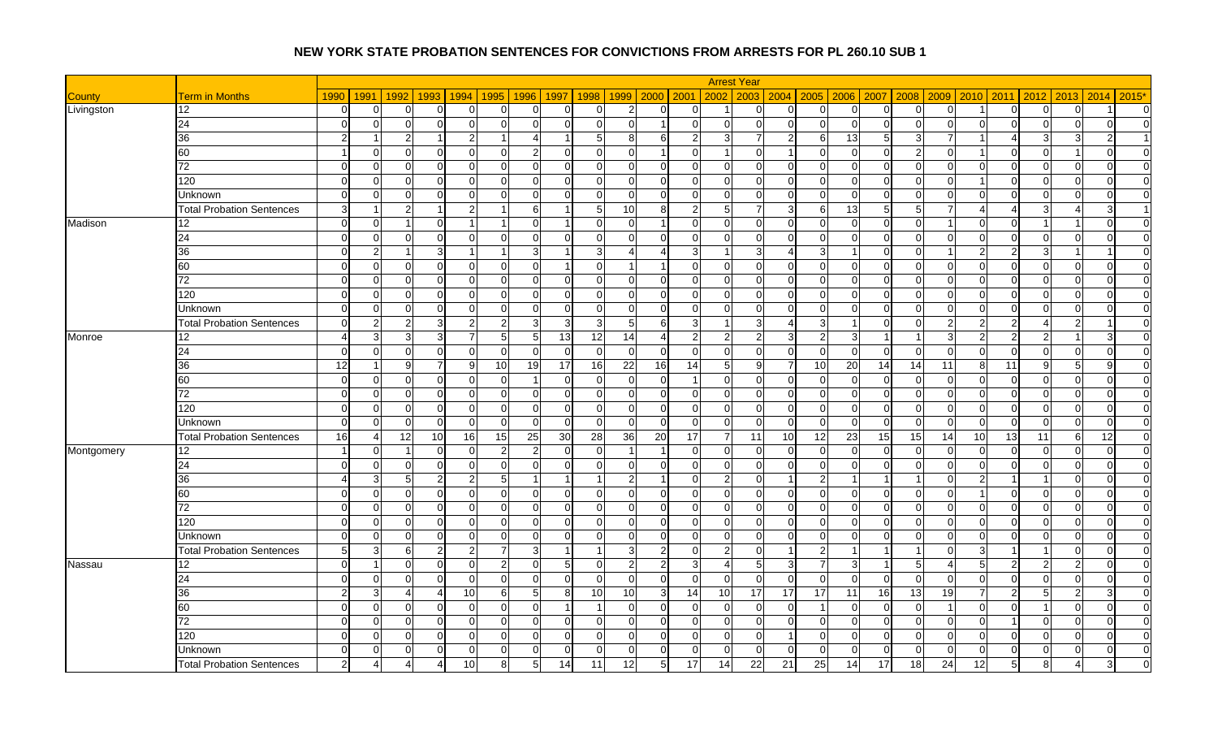# NEW YORK STATE PROBATION SENTENCES FOR CONVICTIONS FROM ARRESTS FOR PL 260.10 SUB 1

| | | Arrest Year | | | | | | | | | | | | | | | | | | | | | | | | |
|---|---|---|---|---|---|---|---|---|---|---|---|---|---|---|---|---|---|---|---|---|---|---|---|---|---|---|
| County | Term in Months | 1990 | 1991 | 1992 | 1993 | 1994 | 1995 | 1996 | 1997 | 1998 | 1999 | 2000 | 2001 | 2002 | 2003 | 2004 | 2005 | 2006 | 2007 | 2008 | 2009 | 2010 | 2011 | 2012 | 2013 | 2014 | 2015* |
| Livingston | 12 | 0 | 0 | 0 | 0 | 0 | 0 | 0 | 0 | 0 | 2 | 0 | 0 | 1 | 0 | 0 | 0 | 0 | 0 | 0 | 0 | 1 | 0 | 0 | 0 | 1 | 0 |
| | 24 | 0 | 0 | 0 | 0 | 0 | 0 | 0 | 0 | 0 | 0 | 1 | 0 | 0 | 0 | 0 | 0 | 0 | 0 | 0 | 0 | 0 | 0 | 0 | 0 | 0 | 0 |
| | 36 | 2 | 1 | 2 | 1 | 2 | 1 | 4 | 1 | 5 | 8 | 6 | 2 | 3 | 7 | 2 | 6 | 13 | 5 | 3 | 7 | 1 | 4 | 3 | 3 | 2 | 1 |
| | 60 | 1 | 0 | 0 | 0 | 0 | 0 | 2 | 0 | 0 | 0 | 1 | 0 | 1 | 0 | 1 | 0 | 0 | 0 | 2 | 0 | 1 | 0 | 0 | 1 | 0 | 0 |
| | 72 | 0 | 0 | 0 | 0 | 0 | 0 | 0 | 0 | 0 | 0 | 0 | 0 | 0 | 0 | 0 | 0 | 0 | 0 | 0 | 0 | 0 | 0 | 0 | 0 | 0 | 0 |
| | 120 | 0 | 0 | 0 | 0 | 0 | 0 | 0 | 0 | 0 | 0 | 0 | 0 | 0 | 0 | 0 | 0 | 0 | 0 | 0 | 0 | 1 | 0 | 0 | 0 | 0 | 0 |
| | Unknown | 0 | 0 | 0 | 0 | 0 | 0 | 0 | 0 | 0 | 0 | 0 | 0 | 0 | 0 | 0 | 0 | 0 | 0 | 0 | 0 | 0 | 0 | 0 | 0 | 0 | 0 |
| | Total Probation Sentences | 3 | 1 | 2 | 1 | 2 | 1 | 6 | 1 | 5 | 10 | 8 | 2 | 5 | 7 | 3 | 6 | 13 | 5 | 5 | 7 | 4 | 4 | 3 | 4 | 3 | 1 |
| Madison | 12 | 0 | 0 | 1 | 0 | 1 | 1 | 0 | 1 | 0 | 0 | 1 | 0 | 0 | 0 | 0 | 0 | 0 | 0 | 0 | 1 | 0 | 0 | 1 | 1 | 0 | 0 |
| | 24 | 0 | 0 | 0 | 0 | 0 | 0 | 0 | 0 | 0 | 0 | 0 | 0 | 0 | 0 | 0 | 0 | 0 | 0 | 0 | 0 | 0 | 0 | 0 | 0 | 0 | 0 |
| | 36 | 0 | 2 | 1 | 3 | 1 | 1 | 3 | 1 | 3 | 4 | 4 | 3 | 1 | 3 | 4 | 3 | 1 | 0 | 0 | 1 | 2 | 2 | 3 | 1 | 1 | 0 |
| | 60 | 0 | 0 | 0 | 0 | 0 | 0 | 0 | 1 | 0 | 1 | 1 | 0 | 0 | 0 | 0 | 0 | 0 | 0 | 0 | 0 | 0 | 0 | 0 | 0 | 0 | 0 |
| | 72 | 0 | 0 | 0 | 0 | 0 | 0 | 0 | 0 | 0 | 0 | 0 | 0 | 0 | 0 | 0 | 0 | 0 | 0 | 0 | 0 | 0 | 0 | 0 | 0 | 0 | 0 |
| | 120 | 0 | 0 | 0 | 0 | 0 | 0 | 0 | 0 | 0 | 0 | 0 | 0 | 0 | 0 | 0 | 0 | 0 | 0 | 0 | 0 | 0 | 0 | 0 | 0 | 0 | 0 |
| | Unknown | 0 | 0 | 0 | 0 | 0 | 0 | 0 | 0 | 0 | 0 | 0 | 0 | 0 | 0 | 0 | 0 | 0 | 0 | 0 | 0 | 0 | 0 | 0 | 0 | 0 | 0 |
| | Total Probation Sentences | 0 | 2 | 2 | 3 | 2 | 2 | 3 | 3 | 3 | 5 | 6 | 3 | 1 | 3 | 4 | 3 | 1 | 0 | 0 | 2 | 2 | 2 | 4 | 2 | 1 | 0 |
| Monroe | 12 | 4 | 3 | 3 | 3 | 7 | 5 | 5 | 13 | 12 | 14 | 4 | 2 | 2 | 2 | 3 | 2 | 3 | 1 | 1 | 3 | 2 | 2 | 2 | 1 | 3 | 0 |
| | 24 | 0 | 0 | 0 | 0 | 0 | 0 | 0 | 0 | 0 | 0 | 0 | 0 | 0 | 0 | 0 | 0 | 0 | 0 | 0 | 0 | 0 | 0 | 0 | 0 | 0 | 0 |
| | 36 | 12 | 1 | 9 | 7 | 9 | 10 | 19 | 17 | 16 | 22 | 16 | 14 | 5 | 9 | 7 | 10 | 20 | 14 | 14 | 11 | 8 | 11 | 9 | 5 | 9 | 0 |
| | 60 | 0 | 0 | 0 | 0 | 0 | 0 | 1 | 0 | 0 | 0 | 0 | 1 | 0 | 0 | 0 | 0 | 0 | 0 | 0 | 0 | 0 | 0 | 0 | 0 | 0 | 0 |
| | 72 | 0 | 0 | 0 | 0 | 0 | 0 | 0 | 0 | 0 | 0 | 0 | 0 | 0 | 0 | 0 | 0 | 0 | 0 | 0 | 0 | 0 | 0 | 0 | 0 | 0 | 0 |
| | 120 | 0 | 0 | 0 | 0 | 0 | 0 | 0 | 0 | 0 | 0 | 0 | 0 | 0 | 0 | 0 | 0 | 0 | 0 | 0 | 0 | 0 | 0 | 0 | 0 | 0 | 0 |
| | Unknown | 0 | 0 | 0 | 0 | 0 | 0 | 0 | 0 | 0 | 0 | 0 | 0 | 0 | 0 | 0 | 0 | 0 | 0 | 0 | 0 | 0 | 0 | 0 | 0 | 0 | 0 |
| | Total Probation Sentences | 16 | 4 | 12 | 10 | 16 | 15 | 25 | 30 | 28 | 36 | 20 | 17 | 7 | 11 | 10 | 12 | 23 | 15 | 15 | 14 | 10 | 13 | 11 | 6 | 12 | 0 |
| Montgomery | 12 | 1 | 0 | 1 | 0 | 0 | 2 | 2 | 0 | 0 | 1 | 1 | 0 | 0 | 0 | 0 | 0 | 0 | 0 | 0 | 0 | 0 | 0 | 0 | 0 | 0 | 0 |
| | 24 | 0 | 0 | 0 | 0 | 0 | 0 | 0 | 0 | 0 | 0 | 0 | 0 | 0 | 0 | 0 | 0 | 0 | 0 | 0 | 0 | 0 | 0 | 0 | 0 | 0 | 0 |
| | 36 | 4 | 3 | 5 | 2 | 2 | 5 | 1 | 1 | 1 | 2 | 1 | 0 | 2 | 0 | 1 | 2 | 1 | 1 | 1 | 0 | 2 | 1 | 1 | 0 | 0 | 0 |
| | 60 | 0 | 0 | 0 | 0 | 0 | 0 | 0 | 0 | 0 | 0 | 0 | 0 | 0 | 0 | 0 | 0 | 0 | 0 | 0 | 0 | 1 | 0 | 0 | 0 | 0 | 0 |
| | 72 | 0 | 0 | 0 | 0 | 0 | 0 | 0 | 0 | 0 | 0 | 0 | 0 | 0 | 0 | 0 | 0 | 0 | 0 | 0 | 0 | 0 | 0 | 0 | 0 | 0 | 0 |
| | 120 | 0 | 0 | 0 | 0 | 0 | 0 | 0 | 0 | 0 | 0 | 0 | 0 | 0 | 0 | 0 | 0 | 0 | 0 | 0 | 0 | 0 | 0 | 0 | 0 | 0 | 0 |
| | Unknown | 0 | 0 | 0 | 0 | 0 | 0 | 0 | 0 | 0 | 0 | 0 | 0 | 0 | 0 | 0 | 0 | 0 | 0 | 0 | 0 | 0 | 0 | 0 | 0 | 0 | 0 |
| | Total Probation Sentences | 5 | 3 | 6 | 2 | 2 | 7 | 3 | 1 | 1 | 3 | 2 | 0 | 2 | 0 | 1 | 2 | 1 | 1 | 1 | 0 | 3 | 1 | 1 | 0 | 0 | 0 |
| Nassau | 12 | 0 | 1 | 0 | 0 | 0 | 2 | 0 | 5 | 0 | 2 | 2 | 3 | 4 | 5 | 3 | 7 | 3 | 1 | 5 | 4 | 5 | 2 | 2 | 2 | 0 | 0 |
| | 24 | 0 | 0 | 0 | 0 | 0 | 0 | 0 | 0 | 0 | 0 | 0 | 0 | 0 | 0 | 0 | 0 | 0 | 0 | 0 | 0 | 0 | 0 | 0 | 0 | 0 | 0 |
| | 36 | 2 | 3 | 4 | 4 | 10 | 6 | 5 | 8 | 10 | 10 | 3 | 14 | 10 | 17 | 17 | 17 | 11 | 16 | 13 | 19 | 7 | 2 | 5 | 2 | 3 | 0 |
| | 60 | 0 | 0 | 0 | 0 | 0 | 0 | 0 | 1 | 1 | 0 | 0 | 0 | 0 | 0 | 0 | 1 | 0 | 0 | 0 | 1 | 0 | 0 | 1 | 0 | 0 | 0 |
| | 72 | 0 | 0 | 0 | 0 | 0 | 0 | 0 | 0 | 0 | 0 | 0 | 0 | 0 | 0 | 0 | 0 | 0 | 0 | 0 | 0 | 0 | 1 | 0 | 0 | 0 | 0 |
| | 120 | 0 | 0 | 0 | 0 | 0 | 0 | 0 | 0 | 0 | 0 | 0 | 0 | 0 | 0 | 1 | 0 | 0 | 0 | 0 | 0 | 0 | 0 | 0 | 0 | 0 | 0 |
| | Unknown | 0 | 0 | 0 | 0 | 0 | 0 | 0 | 0 | 0 | 0 | 0 | 0 | 0 | 0 | 0 | 0 | 0 | 0 | 0 | 0 | 0 | 0 | 0 | 0 | 0 | 0 |
| | Total Probation Sentences | 2 | 4 | 4 | 4 | 10 | 8 | 5 | 14 | 11 | 12 | 5 | 17 | 14 | 22 | 21 | 25 | 14 | 17 | 18 | 24 | 12 | 5 | 8 | 4 | 3 | 0 |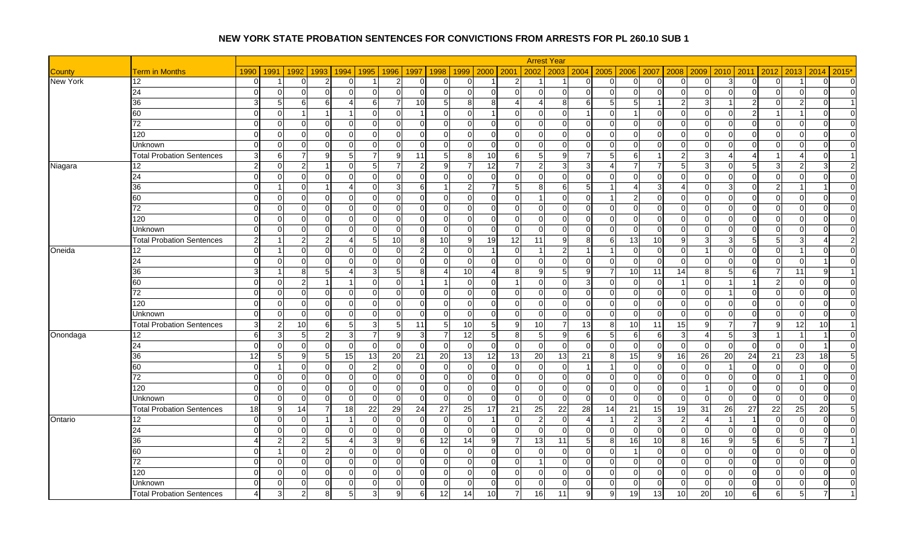# NEW YORK STATE PROBATION SENTENCES FOR CONVICTIONS FROM ARRESTS FOR PL 260.10 SUB 1

| | | Arrest Year | | | | | | | | | | | | | | | | | | | | | | | | |
|---|---|---|---|---|---|---|---|---|---|---|---|---|---|---|---|---|---|---|---|---|---|---|---|---|---|---|
| County | Term in Months | 1990 | 1991 | 1992 | 1993 | 1994 | 1995 | 1996 | 1997 | 1998 | 1999 | 2000 | 2001 | 2002 | 2003 | 2004 | 2005 | 2006 | 2007 | 2008 | 2009 | 2010 | 2011 | 2012 | 2013 | 2014 | 2015* |
| New York | 12 | 0 | 1 | 0 | 2 | 0 | 1 | 2 | 0 | 0 | 0 | 1 | 2 | 1 | 1 | 0 | 0 | 0 | 0 | 0 | 0 | 3 | 0 | 0 | 1 | 0 | 0 |
| | 24 | 0 | 0 | 0 | 0 | 0 | 0 | 0 | 0 | 0 | 0 | 0 | 0 | 0 | 0 | 0 | 0 | 0 | 0 | 0 | 0 | 0 | 0 | 0 | 0 | 0 | 0 |
| | 36 | 3 | 5 | 6 | 6 | 4 | 6 | 7 | 10 | 5 | 8 | 8 | 4 | 4 | 8 | 6 | 5 | 5 | 1 | 2 | 3 | 1 | 2 | 0 | 2 | 0 | 1 |
| | 60 | 0 | 0 | 1 | 1 | 1 | 0 | 0 | 1 | 0 | 0 | 1 | 0 | 0 | 0 | 1 | 0 | 1 | 0 | 0 | 0 | 0 | 2 | 1 | 1 | 0 | 0 |
| | 72 | 0 | 0 | 0 | 0 | 0 | 0 | 0 | 0 | 0 | 0 | 0 | 0 | 0 | 0 | 0 | 0 | 0 | 0 | 0 | 0 | 0 | 0 | 0 | 0 | 0 | 0 |
| | 120 | 0 | 0 | 0 | 0 | 0 | 0 | 0 | 0 | 0 | 0 | 0 | 0 | 0 | 0 | 0 | 0 | 0 | 0 | 0 | 0 | 0 | 0 | 0 | 0 | 0 | 0 |
| | Unknown | 0 | 0 | 0 | 0 | 0 | 0 | 0 | 0 | 0 | 0 | 0 | 0 | 0 | 0 | 0 | 0 | 0 | 0 | 0 | 0 | 0 | 0 | 0 | 0 | 0 | 0 |
| | Total Probation Sentences | 3 | 6 | 7 | 9 | 5 | 7 | 9 | 11 | 5 | 8 | 10 | 6 | 5 | 9 | 7 | 5 | 6 | 1 | 2 | 3 | 4 | 4 | 1 | 4 | 0 | 1 |
| Niagara | 12 | 2 | 0 | 2 | 1 | 0 | 5 | 7 | 2 | 9 | 7 | 12 | 7 | 2 | 3 | 3 | 4 | 7 | 7 | 5 | 3 | 0 | 5 | 3 | 2 | 3 | 2 |
| | 24 | 0 | 0 | 0 | 0 | 0 | 0 | 0 | 0 | 0 | 0 | 0 | 0 | 0 | 0 | 0 | 0 | 0 | 0 | 0 | 0 | 0 | 0 | 0 | 0 | 0 | 0 |
| | 36 | 0 | 1 | 0 | 1 | 4 | 0 | 3 | 6 | 1 | 2 | 7 | 5 | 8 | 6 | 5 | 1 | 4 | 3 | 4 | 0 | 3 | 0 | 2 | 1 | 1 | 0 |
| | 60 | 0 | 0 | 0 | 0 | 0 | 0 | 0 | 0 | 0 | 0 | 0 | 0 | 1 | 0 | 0 | 1 | 2 | 0 | 0 | 0 | 0 | 0 | 0 | 0 | 0 | 0 |
| | 72 | 0 | 0 | 0 | 0 | 0 | 0 | 0 | 0 | 0 | 0 | 0 | 0 | 0 | 0 | 0 | 0 | 0 | 0 | 0 | 0 | 0 | 0 | 0 | 0 | 0 | 0 |
| | 120 | 0 | 0 | 0 | 0 | 0 | 0 | 0 | 0 | 0 | 0 | 0 | 0 | 0 | 0 | 0 | 0 | 0 | 0 | 0 | 0 | 0 | 0 | 0 | 0 | 0 | 0 |
| | Unknown | 0 | 0 | 0 | 0 | 0 | 0 | 0 | 0 | 0 | 0 | 0 | 0 | 0 | 0 | 0 | 0 | 0 | 0 | 0 | 0 | 0 | 0 | 0 | 0 | 0 | 0 |
| | Total Probation Sentences | 2 | 1 | 2 | 2 | 4 | 5 | 10 | 8 | 10 | 9 | 19 | 12 | 11 | 9 | 8 | 6 | 13 | 10 | 9 | 3 | 3 | 5 | 5 | 3 | 4 | 2 |
| Oneida | 12 | 0 | 1 | 0 | 0 | 0 | 0 | 0 | 2 | 0 | 0 | 1 | 0 | 1 | 2 | 1 | 1 | 0 | 0 | 0 | 1 | 0 | 0 | 0 | 1 | 0 | 0 |
| | 24 | 0 | 0 | 0 | 0 | 0 | 0 | 0 | 0 | 0 | 0 | 0 | 0 | 0 | 0 | 0 | 0 | 0 | 0 | 0 | 0 | 0 | 0 | 0 | 0 | 1 | 0 |
| | 36 | 3 | 1 | 8 | 5 | 4 | 3 | 5 | 8 | 4 | 10 | 4 | 8 | 9 | 5 | 9 | 7 | 10 | 11 | 14 | 8 | 5 | 6 | 7 | 11 | 9 | 1 |
| | 60 | 0 | 0 | 2 | 1 | 1 | 0 | 0 | 1 | 1 | 0 | 0 | 1 | 0 | 0 | 3 | 0 | 0 | 0 | 1 | 0 | 1 | 1 | 2 | 0 | 0 | 0 |
| | 72 | 0 | 0 | 0 | 0 | 0 | 0 | 0 | 0 | 0 | 0 | 0 | 0 | 0 | 0 | 0 | 0 | 0 | 0 | 0 | 0 | 1 | 0 | 0 | 0 | 0 | 0 |
| | 120 | 0 | 0 | 0 | 0 | 0 | 0 | 0 | 0 | 0 | 0 | 0 | 0 | 0 | 0 | 0 | 0 | 0 | 0 | 0 | 0 | 0 | 0 | 0 | 0 | 0 | 0 |
| | Unknown | 0 | 0 | 0 | 0 | 0 | 0 | 0 | 0 | 0 | 0 | 0 | 0 | 0 | 0 | 0 | 0 | 0 | 0 | 0 | 0 | 0 | 0 | 0 | 0 | 0 | 0 |
| | Total Probation Sentences | 3 | 2 | 10 | 6 | 5 | 3 | 5 | 11 | 5 | 10 | 5 | 9 | 10 | 7 | 13 | 8 | 10 | 11 | 15 | 9 | 7 | 7 | 9 | 12 | 10 | 1 |
| Onondaga | 12 | 6 | 3 | 5 | 2 | 3 | 7 | 9 | 3 | 7 | 12 | 5 | 8 | 5 | 9 | 6 | 5 | 6 | 6 | 3 | 4 | 5 | 3 | 1 | 1 | 1 | 0 |
| | 24 | 0 | 0 | 0 | 0 | 0 | 0 | 0 | 0 | 0 | 0 | 0 | 0 | 0 | 0 | 0 | 0 | 0 | 0 | 0 | 0 | 0 | 0 | 0 | 0 | 1 | 0 |
| | 36 | 12 | 5 | 9 | 5 | 15 | 13 | 20 | 21 | 20 | 13 | 12 | 13 | 20 | 13 | 21 | 8 | 15 | 9 | 16 | 26 | 20 | 24 | 21 | 23 | 18 | 5 |
| | 60 | 0 | 1 | 0 | 0 | 0 | 2 | 0 | 0 | 0 | 0 | 0 | 0 | 0 | 0 | 1 | 1 | 0 | 0 | 0 | 0 | 1 | 0 | 0 | 0 | 0 | 0 |
| | 72 | 0 | 0 | 0 | 0 | 0 | 0 | 0 | 0 | 0 | 0 | 0 | 0 | 0 | 0 | 0 | 0 | 0 | 0 | 0 | 0 | 0 | 0 | 0 | 1 | 0 | 0 |
| | 120 | 0 | 0 | 0 | 0 | 0 | 0 | 0 | 0 | 0 | 0 | 0 | 0 | 0 | 0 | 0 | 0 | 0 | 0 | 0 | 1 | 0 | 0 | 0 | 0 | 0 | 0 |
| | Unknown | 0 | 0 | 0 | 0 | 0 | 0 | 0 | 0 | 0 | 0 | 0 | 0 | 0 | 0 | 0 | 0 | 0 | 0 | 0 | 0 | 0 | 0 | 0 | 0 | 0 | 0 |
| | Total Probation Sentences | 18 | 9 | 14 | 7 | 18 | 22 | 29 | 24 | 27 | 25 | 17 | 21 | 25 | 22 | 28 | 14 | 21 | 15 | 19 | 31 | 26 | 27 | 22 | 25 | 20 | 5 |
| Ontario | 12 | 0 | 0 | 0 | 1 | 1 | 0 | 0 | 0 | 0 | 0 | 1 | 0 | 2 | 0 | 4 | 1 | 2 | 3 | 2 | 4 | 1 | 1 | 0 | 0 | 0 | 0 |
| | 24 | 0 | 0 | 0 | 0 | 0 | 0 | 0 | 0 | 0 | 0 | 0 | 0 | 0 | 0 | 0 | 0 | 0 | 0 | 0 | 0 | 0 | 0 | 0 | 0 | 0 | 0 |
| | 36 | 4 | 2 | 2 | 5 | 4 | 3 | 9 | 6 | 12 | 14 | 9 | 7 | 13 | 11 | 5 | 8 | 16 | 10 | 8 | 16 | 9 | 5 | 6 | 5 | 7 | 1 |
| | 60 | 0 | 1 | 0 | 2 | 0 | 0 | 0 | 0 | 0 | 0 | 0 | 0 | 0 | 0 | 0 | 0 | 1 | 0 | 0 | 0 | 0 | 0 | 0 | 0 | 0 | 0 |
| | 72 | 0 | 0 | 0 | 0 | 0 | 0 | 0 | 0 | 0 | 0 | 0 | 0 | 1 | 0 | 0 | 0 | 0 | 0 | 0 | 0 | 0 | 0 | 0 | 0 | 0 | 0 |
| | 120 | 0 | 0 | 0 | 0 | 0 | 0 | 0 | 0 | 0 | 0 | 0 | 0 | 0 | 0 | 0 | 0 | 0 | 0 | 0 | 0 | 0 | 0 | 0 | 0 | 0 | 0 |
| | Unknown | 0 | 0 | 0 | 0 | 0 | 0 | 0 | 0 | 0 | 0 | 0 | 0 | 0 | 0 | 0 | 0 | 0 | 0 | 0 | 0 | 0 | 0 | 0 | 0 | 0 | 0 |
| | Total Probation Sentences | 4 | 3 | 2 | 8 | 5 | 3 | 9 | 6 | 12 | 14 | 10 | 7 | 16 | 11 | 9 | 9 | 19 | 13 | 10 | 20 | 10 | 6 | 6 | 5 | 7 | 1 |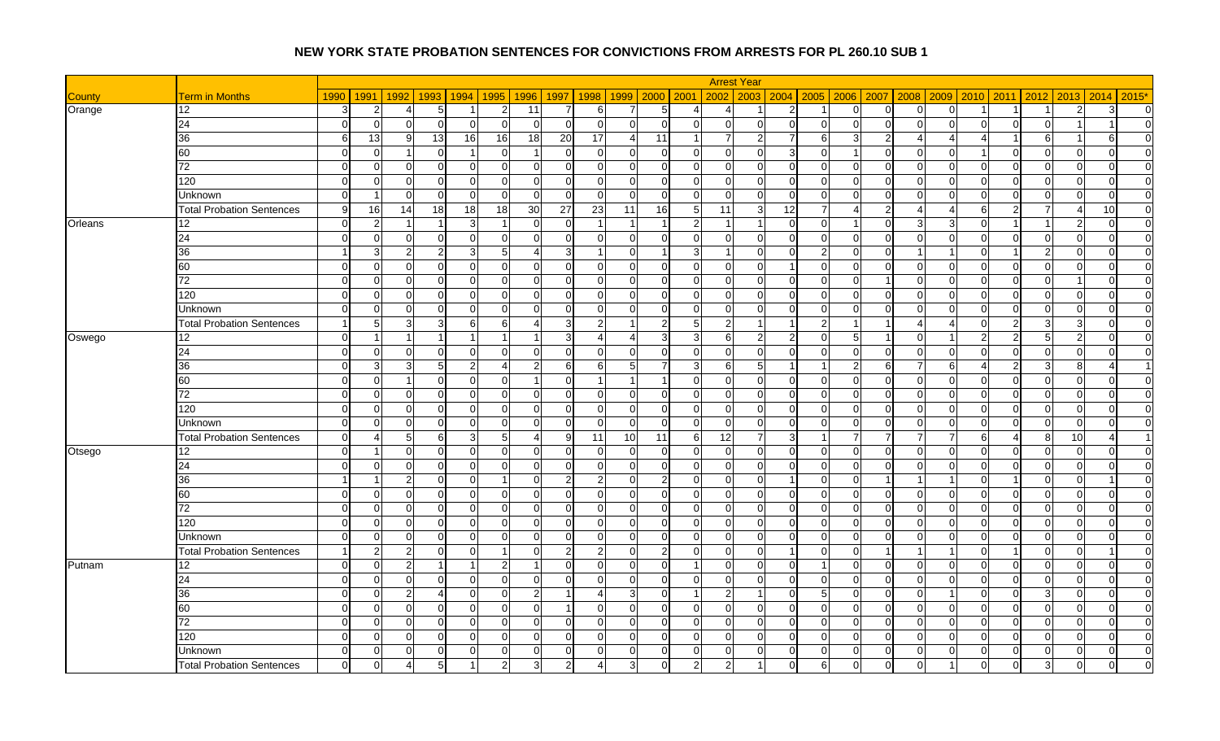# NEW YORK STATE PROBATION SENTENCES FOR CONVICTIONS FROM ARRESTS FOR PL 260.10 SUB 1

| | | Arrest Year | | | | | | | | | | | | | | | | | | | | | | | | | |
|---|---|---|---|---|---|---|---|---|---|---|---|---|---|---|---|---|---|---|---|---|---|---|---|---|---|---|---|
| County | Term in Months | 1990 | 1991 | 1992 | 1993 | 1994 | 1995 | 1996 | 1997 | 1998 | 1999 | 2000 | 2001 | 2002 | 2003 | 2004 | 2005 | 2006 | 2007 | 2008 | 2009 | 2010 | 2011 | 2012 | 2013 | 2014 | 2015* |
| Orange | 12 | 3 | 2 | 4 | 5 | 1 | 2 | 11 | 7 | 6 | 7 | 5 | 4 | 4 | 1 | 2 | 1 | 0 | 0 | 0 | 0 | 1 | 1 | 1 | 2 | 3 | 0 |
| | 24 | 0 | 0 | 0 | 0 | 0 | 0 | 0 | 0 | 0 | 0 | 0 | 0 | 0 | 0 | 0 | 0 | 0 | 0 | 0 | 0 | 0 | 0 | 0 | 1 | 1 | 0 |
| | 36 | 6 | 13 | 9 | 13 | 16 | 16 | 18 | 20 | 17 | 4 | 11 | 1 | 7 | 2 | 7 | 6 | 3 | 2 | 4 | 4 | 4 | 1 | 6 | 1 | 6 | 0 |
| | 60 | 0 | 0 | 1 | 0 | 1 | 0 | 1 | 0 | 0 | 0 | 0 | 0 | 0 | 0 | 3 | 0 | 1 | 0 | 0 | 0 | 1 | 0 | 0 | 0 | 0 | 0 |
| | 72 | 0 | 0 | 0 | 0 | 0 | 0 | 0 | 0 | 0 | 0 | 0 | 0 | 0 | 0 | 0 | 0 | 0 | 0 | 0 | 0 | 0 | 0 | 0 | 0 | 0 | 0 |
| | 120 | 0 | 0 | 0 | 0 | 0 | 0 | 0 | 0 | 0 | 0 | 0 | 0 | 0 | 0 | 0 | 0 | 0 | 0 | 0 | 0 | 0 | 0 | 0 | 0 | 0 | 0 |
| | Unknown | 0 | 1 | 0 | 0 | 0 | 0 | 0 | 0 | 0 | 0 | 0 | 0 | 0 | 0 | 0 | 0 | 0 | 0 | 0 | 0 | 0 | 0 | 0 | 0 | 0 | 0 |
| | Total Probation Sentences | 9 | 16 | 14 | 18 | 18 | 18 | 30 | 27 | 23 | 11 | 16 | 5 | 11 | 3 | 12 | 7 | 4 | 2 | 4 | 4 | 6 | 2 | 7 | 4 | 10 | 0 |
| Orleans | 12 | 0 | 2 | 1 | 1 | 3 | 1 | 0 | 0 | 1 | 1 | 1 | 2 | 1 | 1 | 0 | 0 | 1 | 0 | 3 | 3 | 0 | 1 | 1 | 2 | 0 | 0 |
| | 24 | 0 | 0 | 0 | 0 | 0 | 0 | 0 | 0 | 0 | 0 | 0 | 0 | 0 | 0 | 0 | 0 | 0 | 0 | 0 | 0 | 0 | 0 | 0 | 0 | 0 | 0 |
| | 36 | 1 | 3 | 2 | 2 | 3 | 5 | 4 | 3 | 1 | 0 | 1 | 3 | 1 | 0 | 0 | 2 | 0 | 0 | 1 | 1 | 0 | 1 | 2 | 0 | 0 | 0 |
| | 60 | 0 | 0 | 0 | 0 | 0 | 0 | 0 | 0 | 0 | 0 | 0 | 0 | 0 | 0 | 1 | 0 | 0 | 0 | 0 | 0 | 0 | 0 | 0 | 0 | 0 | 0 |
| | 72 | 0 | 0 | 0 | 0 | 0 | 0 | 0 | 0 | 0 | 0 | 0 | 0 | 0 | 0 | 0 | 0 | 0 | 1 | 0 | 0 | 0 | 0 | 0 | 1 | 0 | 0 |
| | 120 | 0 | 0 | 0 | 0 | 0 | 0 | 0 | 0 | 0 | 0 | 0 | 0 | 0 | 0 | 0 | 0 | 0 | 0 | 0 | 0 | 0 | 0 | 0 | 0 | 0 | 0 |
| | Unknown | 0 | 0 | 0 | 0 | 0 | 0 | 0 | 0 | 0 | 0 | 0 | 0 | 0 | 0 | 0 | 0 | 0 | 0 | 0 | 0 | 0 | 0 | 0 | 0 | 0 | 0 |
| | Total Probation Sentences | 1 | 5 | 3 | 3 | 6 | 6 | 4 | 3 | 2 | 1 | 2 | 5 | 2 | 1 | 1 | 2 | 1 | 1 | 4 | 4 | 0 | 2 | 3 | 3 | 0 | 0 |
| Oswego | 12 | 0 | 1 | 1 | 1 | 1 | 1 | 1 | 3 | 4 | 4 | 3 | 3 | 6 | 2 | 2 | 0 | 5 | 1 | 0 | 1 | 2 | 2 | 5 | 2 | 0 | 0 |
| | 24 | 0 | 0 | 0 | 0 | 0 | 0 | 0 | 0 | 0 | 0 | 0 | 0 | 0 | 0 | 0 | 0 | 0 | 0 | 0 | 0 | 0 | 0 | 0 | 0 | 0 | 0 |
| | 36 | 0 | 3 | 3 | 5 | 2 | 4 | 2 | 6 | 6 | 5 | 7 | 3 | 6 | 5 | 1 | 1 | 2 | 6 | 7 | 6 | 4 | 2 | 3 | 8 | 4 | 1 |
| | 60 | 0 | 0 | 1 | 0 | 0 | 0 | 1 | 0 | 1 | 1 | 1 | 0 | 0 | 0 | 0 | 0 | 0 | 0 | 0 | 0 | 0 | 0 | 0 | 0 | 0 | 0 |
| | 72 | 0 | 0 | 0 | 0 | 0 | 0 | 0 | 0 | 0 | 0 | 0 | 0 | 0 | 0 | 0 | 0 | 0 | 0 | 0 | 0 | 0 | 0 | 0 | 0 | 0 | 0 |
| | 120 | 0 | 0 | 0 | 0 | 0 | 0 | 0 | 0 | 0 | 0 | 0 | 0 | 0 | 0 | 0 | 0 | 0 | 0 | 0 | 0 | 0 | 0 | 0 | 0 | 0 | 0 |
| | Unknown | 0 | 0 | 0 | 0 | 0 | 0 | 0 | 0 | 0 | 0 | 0 | 0 | 0 | 0 | 0 | 0 | 0 | 0 | 0 | 0 | 0 | 0 | 0 | 0 | 0 | 0 |
| | Total Probation Sentences | 0 | 4 | 5 | 6 | 3 | 5 | 4 | 9 | 11 | 10 | 11 | 6 | 12 | 7 | 3 | 1 | 7 | 7 | 7 | 7 | 6 | 4 | 8 | 10 | 4 | 1 |
| Otsego | 12 | 0 | 1 | 0 | 0 | 0 | 0 | 0 | 0 | 0 | 0 | 0 | 0 | 0 | 0 | 0 | 0 | 0 | 0 | 0 | 0 | 0 | 0 | 0 | 0 | 0 | 0 |
| | 24 | 0 | 0 | 0 | 0 | 0 | 0 | 0 | 0 | 0 | 0 | 0 | 0 | 0 | 0 | 0 | 0 | 0 | 0 | 0 | 0 | 0 | 0 | 0 | 0 | 0 | 0 |
| | 36 | 1 | 1 | 2 | 0 | 0 | 1 | 0 | 2 | 2 | 0 | 2 | 0 | 0 | 0 | 1 | 0 | 0 | 1 | 1 | 1 | 0 | 1 | 0 | 0 | 1 | 0 |
| | 60 | 0 | 0 | 0 | 0 | 0 | 0 | 0 | 0 | 0 | 0 | 0 | 0 | 0 | 0 | 0 | 0 | 0 | 0 | 0 | 0 | 0 | 0 | 0 | 0 | 0 | 0 |
| | 72 | 0 | 0 | 0 | 0 | 0 | 0 | 0 | 0 | 0 | 0 | 0 | 0 | 0 | 0 | 0 | 0 | 0 | 0 | 0 | 0 | 0 | 0 | 0 | 0 | 0 | 0 |
| | 120 | 0 | 0 | 0 | 0 | 0 | 0 | 0 | 0 | 0 | 0 | 0 | 0 | 0 | 0 | 0 | 0 | 0 | 0 | 0 | 0 | 0 | 0 | 0 | 0 | 0 | 0 |
| | Unknown | 0 | 0 | 0 | 0 | 0 | 0 | 0 | 0 | 0 | 0 | 0 | 0 | 0 | 0 | 0 | 0 | 0 | 0 | 0 | 0 | 0 | 0 | 0 | 0 | 0 | 0 |
| | Total Probation Sentences | 1 | 2 | 2 | 0 | 0 | 1 | 0 | 2 | 2 | 0 | 2 | 0 | 0 | 0 | 1 | 0 | 0 | 1 | 1 | 1 | 0 | 1 | 0 | 0 | 1 | 0 |
| Putnam | 12 | 0 | 0 | 2 | 1 | 1 | 2 | 1 | 0 | 0 | 0 | 0 | 1 | 0 | 0 | 0 | 1 | 0 | 0 | 0 | 0 | 0 | 0 | 0 | 0 | 0 | 0 |
| | 24 | 0 | 0 | 0 | 0 | 0 | 0 | 0 | 0 | 0 | 0 | 0 | 0 | 0 | 0 | 0 | 0 | 0 | 0 | 0 | 0 | 0 | 0 | 0 | 0 | 0 | 0 |
| | 36 | 0 | 0 | 2 | 4 | 0 | 0 | 2 | 1 | 4 | 3 | 0 | 1 | 2 | 1 | 0 | 5 | 0 | 0 | 0 | 1 | 0 | 0 | 3 | 0 | 0 | 0 |
| | 60 | 0 | 0 | 0 | 0 | 0 | 0 | 0 | 1 | 0 | 0 | 0 | 0 | 0 | 0 | 0 | 0 | 0 | 0 | 0 | 0 | 0 | 0 | 0 | 0 | 0 | 0 |
| | 72 | 0 | 0 | 0 | 0 | 0 | 0 | 0 | 0 | 0 | 0 | 0 | 0 | 0 | 0 | 0 | 0 | 0 | 0 | 0 | 0 | 0 | 0 | 0 | 0 | 0 | 0 |
| | 120 | 0 | 0 | 0 | 0 | 0 | 0 | 0 | 0 | 0 | 0 | 0 | 0 | 0 | 0 | 0 | 0 | 0 | 0 | 0 | 0 | 0 | 0 | 0 | 0 | 0 | 0 |
| | Unknown | 0 | 0 | 0 | 0 | 0 | 0 | 0 | 0 | 0 | 0 | 0 | 0 | 0 | 0 | 0 | 0 | 0 | 0 | 0 | 0 | 0 | 0 | 0 | 0 | 0 | 0 |
| | Total Probation Sentences | 0 | 0 | 4 | 5 | 1 | 2 | 3 | 2 | 4 | 3 | 0 | 2 | 2 | 1 | 0 | 6 | 0 | 0 | 0 | 1 | 0 | 0 | 3 | 0 | 0 | 0 |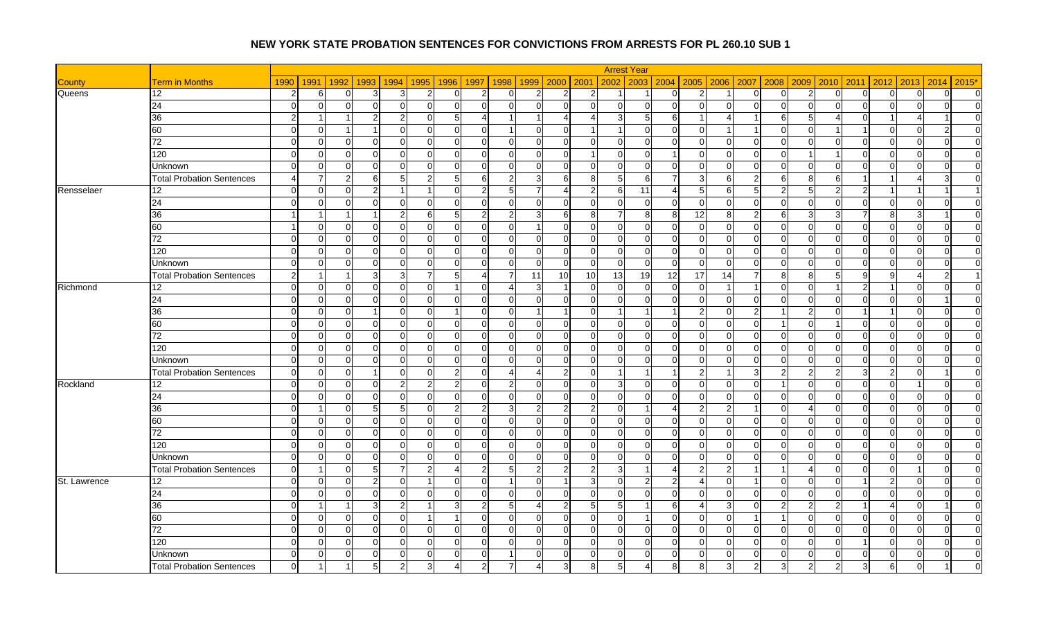# NEW YORK STATE PROBATION SENTENCES FOR CONVICTIONS FROM ARRESTS FOR PL 260.10 SUB 1

| | | Arrest Year | | | | | | | | | | | | | | | | | | | | | | | | |
|---|---|---|---|---|---|---|---|---|---|---|---|---|---|---|---|---|---|---|---|---|---|---|---|---|---|---|
| County | Term in Months | 1990 | 1991 | 1992 | 1993 | 1994 | 1995 | 1996 | 1997 | 1998 | 1999 | 2000 | 2001 | 2002 | 2003 | 2004 | 2005 | 2006 | 2007 | 2008 | 2009 | 2010 | 2011 | 2012 | 2013 | 2014 | 2015* |
| Queens | 12 | 2 | 6 | 0 | 3 | 3 | 2 | 0 | 2 | 0 | 2 | 2 | 2 | 1 | 1 | 0 | 2 | 1 | 0 | 0 | 2 | 0 | 0 | 0 | 0 | 0 | 0 |
| | 24 | 0 | 0 | 0 | 0 | 0 | 0 | 0 | 0 | 0 | 0 | 0 | 0 | 0 | 0 | 0 | 0 | 0 | 0 | 0 | 0 | 0 | 0 | 0 | 0 | 0 | 0 |
| | 36 | 2 | 1 | 1 | 2 | 2 | 0 | 5 | 4 | 1 | 1 | 4 | 4 | 3 | 5 | 6 | 1 | 4 | 1 | 6 | 5 | 4 | 0 | 1 | 4 | 1 | 0 |
| | 60 | 0 | 0 | 1 | 1 | 0 | 0 | 0 | 0 | 1 | 0 | 0 | 1 | 1 | 0 | 0 | 0 | 1 | 1 | 0 | 0 | 1 | 1 | 0 | 0 | 2 | 0 |
| | 72 | 0 | 0 | 0 | 0 | 0 | 0 | 0 | 0 | 0 | 0 | 0 | 0 | 0 | 0 | 0 | 0 | 0 | 0 | 0 | 0 | 0 | 0 | 0 | 0 | 0 | 0 |
| | 120 | 0 | 0 | 0 | 0 | 0 | 0 | 0 | 0 | 0 | 0 | 0 | 1 | 0 | 0 | 1 | 0 | 0 | 0 | 0 | 1 | 1 | 0 | 0 | 0 | 0 | 0 |
| | Unknown | 0 | 0 | 0 | 0 | 0 | 0 | 0 | 0 | 0 | 0 | 0 | 0 | 0 | 0 | 0 | 0 | 0 | 0 | 0 | 0 | 0 | 0 | 0 | 0 | 0 | 0 |
| | Total Probation Sentences | 4 | 7 | 2 | 6 | 5 | 2 | 5 | 6 | 2 | 3 | 6 | 8 | 5 | 6 | 7 | 3 | 6 | 2 | 6 | 8 | 6 | 1 | 1 | 4 | 3 | 0 |
| Rensselaer | 12 | 0 | 0 | 0 | 2 | 1 | 1 | 0 | 2 | 5 | 7 | 4 | 2 | 6 | 11 | 4 | 5 | 6 | 5 | 2 | 5 | 2 | 2 | 1 | 1 | 1 | 1 |
| | 24 | 0 | 0 | 0 | 0 | 0 | 0 | 0 | 0 | 0 | 0 | 0 | 0 | 0 | 0 | 0 | 0 | 0 | 0 | 0 | 0 | 0 | 0 | 0 | 0 | 0 | 0 |
| | 36 | 1 | 1 | 1 | 1 | 2 | 6 | 5 | 2 | 2 | 3 | 6 | 8 | 7 | 8 | 8 | 12 | 8 | 2 | 6 | 3 | 3 | 7 | 8 | 3 | 1 | 0 |
| | 60 | 1 | 0 | 0 | 0 | 0 | 0 | 0 | 0 | 0 | 1 | 0 | 0 | 0 | 0 | 0 | 0 | 0 | 0 | 0 | 0 | 0 | 0 | 0 | 0 | 0 | 0 |
| | 72 | 0 | 0 | 0 | 0 | 0 | 0 | 0 | 0 | 0 | 0 | 0 | 0 | 0 | 0 | 0 | 0 | 0 | 0 | 0 | 0 | 0 | 0 | 0 | 0 | 0 | 0 |
| | 120 | 0 | 0 | 0 | 0 | 0 | 0 | 0 | 0 | 0 | 0 | 0 | 0 | 0 | 0 | 0 | 0 | 0 | 0 | 0 | 0 | 0 | 0 | 0 | 0 | 0 | 0 |
| | Unknown | 0 | 0 | 0 | 0 | 0 | 0 | 0 | 0 | 0 | 0 | 0 | 0 | 0 | 0 | 0 | 0 | 0 | 0 | 0 | 0 | 0 | 0 | 0 | 0 | 0 | 0 |
| | Total Probation Sentences | 2 | 1 | 1 | 3 | 3 | 7 | 5 | 4 | 7 | 11 | 10 | 10 | 13 | 19 | 12 | 17 | 14 | 7 | 8 | 8 | 5 | 9 | 9 | 4 | 2 | 1 |
| Richmond | 12 | 0 | 0 | 0 | 0 | 0 | 0 | 1 | 0 | 4 | 3 | 1 | 0 | 0 | 0 | 0 | 0 | 1 | 1 | 0 | 0 | 1 | 2 | 1 | 0 | 0 | 0 |
| | 24 | 0 | 0 | 0 | 0 | 0 | 0 | 0 | 0 | 0 | 0 | 0 | 0 | 0 | 0 | 0 | 0 | 0 | 0 | 0 | 0 | 0 | 0 | 0 | 0 | 1 | 0 |
| | 36 | 0 | 0 | 0 | 1 | 0 | 0 | 1 | 0 | 0 | 1 | 1 | 0 | 1 | 1 | 1 | 2 | 0 | 2 | 1 | 2 | 0 | 1 | 1 | 0 | 0 | 0 |
| | 60 | 0 | 0 | 0 | 0 | 0 | 0 | 0 | 0 | 0 | 0 | 0 | 0 | 0 | 0 | 0 | 0 | 0 | 0 | 1 | 0 | 1 | 0 | 0 | 0 | 0 | 0 |
| | 72 | 0 | 0 | 0 | 0 | 0 | 0 | 0 | 0 | 0 | 0 | 0 | 0 | 0 | 0 | 0 | 0 | 0 | 0 | 0 | 0 | 0 | 0 | 0 | 0 | 0 | 0 |
| | 120 | 0 | 0 | 0 | 0 | 0 | 0 | 0 | 0 | 0 | 0 | 0 | 0 | 0 | 0 | 0 | 0 | 0 | 0 | 0 | 0 | 0 | 0 | 0 | 0 | 0 | 0 |
| | Unknown | 0 | 0 | 0 | 0 | 0 | 0 | 0 | 0 | 0 | 0 | 0 | 0 | 0 | 0 | 0 | 0 | 0 | 0 | 0 | 0 | 0 | 0 | 0 | 0 | 0 | 0 |
| | Total Probation Sentences | 0 | 0 | 0 | 1 | 0 | 0 | 2 | 0 | 4 | 4 | 2 | 0 | 1 | 1 | 1 | 2 | 1 | 3 | 2 | 2 | 2 | 3 | 2 | 0 | 1 | 0 |
| Rockland | 12 | 0 | 0 | 0 | 0 | 2 | 2 | 2 | 0 | 2 | 0 | 0 | 0 | 3 | 0 | 0 | 0 | 0 | 0 | 1 | 0 | 0 | 0 | 0 | 1 | 0 | 0 |
| | 24 | 0 | 0 | 0 | 0 | 0 | 0 | 0 | 0 | 0 | 0 | 0 | 0 | 0 | 0 | 0 | 0 | 0 | 0 | 0 | 0 | 0 | 0 | 0 | 0 | 0 | 0 |
| | 36 | 0 | 1 | 0 | 5 | 5 | 0 | 2 | 2 | 3 | 2 | 2 | 2 | 0 | 1 | 4 | 2 | 2 | 1 | 0 | 4 | 0 | 0 | 0 | 0 | 0 | 0 |
| | 60 | 0 | 0 | 0 | 0 | 0 | 0 | 0 | 0 | 0 | 0 | 0 | 0 | 0 | 0 | 0 | 0 | 0 | 0 | 0 | 0 | 0 | 0 | 0 | 0 | 0 | 0 |
| | 72 | 0 | 0 | 0 | 0 | 0 | 0 | 0 | 0 | 0 | 0 | 0 | 0 | 0 | 0 | 0 | 0 | 0 | 0 | 0 | 0 | 0 | 0 | 0 | 0 | 0 | 0 |
| | 120 | 0 | 0 | 0 | 0 | 0 | 0 | 0 | 0 | 0 | 0 | 0 | 0 | 0 | 0 | 0 | 0 | 0 | 0 | 0 | 0 | 0 | 0 | 0 | 0 | 0 | 0 |
| | Unknown | 0 | 0 | 0 | 0 | 0 | 0 | 0 | 0 | 0 | 0 | 0 | 0 | 0 | 0 | 0 | 0 | 0 | 0 | 0 | 0 | 0 | 0 | 0 | 0 | 0 | 0 |
| | Total Probation Sentences | 0 | 1 | 0 | 5 | 7 | 2 | 4 | 2 | 5 | 2 | 2 | 2 | 3 | 1 | 4 | 2 | 2 | 1 | 1 | 4 | 0 | 0 | 0 | 1 | 0 | 0 |
| St. Lawrence | 12 | 0 | 0 | 0 | 2 | 0 | 1 | 0 | 0 | 1 | 0 | 1 | 3 | 0 | 2 | 2 | 4 | 0 | 1 | 0 | 0 | 0 | 1 | 2 | 0 | 0 | 0 |
| | 24 | 0 | 0 | 0 | 0 | 0 | 0 | 0 | 0 | 0 | 0 | 0 | 0 | 0 | 0 | 0 | 0 | 0 | 0 | 0 | 0 | 0 | 0 | 0 | 0 | 0 | 0 |
| | 36 | 0 | 1 | 1 | 3 | 2 | 1 | 3 | 2 | 5 | 4 | 2 | 5 | 5 | 1 | 6 | 4 | 3 | 0 | 2 | 2 | 2 | 1 | 4 | 0 | 1 | 0 |
| | 60 | 0 | 0 | 0 | 0 | 0 | 1 | 1 | 0 | 0 | 0 | 0 | 0 | 0 | 1 | 0 | 0 | 0 | 1 | 1 | 0 | 0 | 0 | 0 | 0 | 0 | 0 |
| | 72 | 0 | 0 | 0 | 0 | 0 | 0 | 0 | 0 | 0 | 0 | 0 | 0 | 0 | 0 | 0 | 0 | 0 | 0 | 0 | 0 | 0 | 0 | 0 | 0 | 0 | 0 |
| | 120 | 0 | 0 | 0 | 0 | 0 | 0 | 0 | 0 | 0 | 0 | 0 | 0 | 0 | 0 | 0 | 0 | 0 | 0 | 0 | 0 | 0 | 1 | 0 | 0 | 0 | 0 |
| | Unknown | 0 | 0 | 0 | 0 | 0 | 0 | 0 | 0 | 1 | 0 | 0 | 0 | 0 | 0 | 0 | 0 | 0 | 0 | 0 | 0 | 0 | 0 | 0 | 0 | 0 | 0 |
| | Total Probation Sentences | 0 | 1 | 1 | 5 | 2 | 3 | 4 | 2 | 7 | 4 | 3 | 8 | 5 | 4 | 8 | 8 | 3 | 2 | 3 | 2 | 2 | 3 | 6 | 0 | 1 | 0 |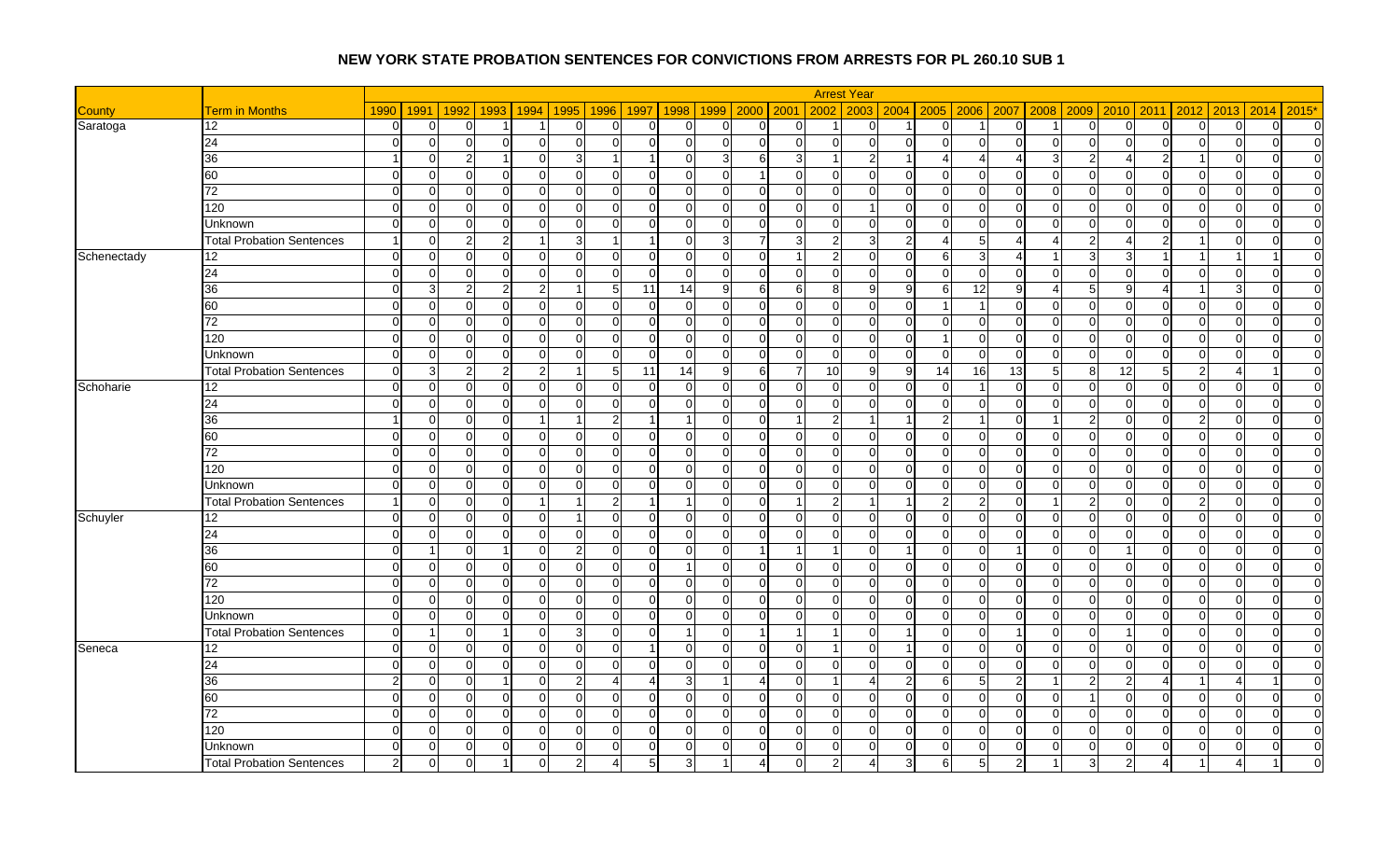# NEW YORK STATE PROBATION SENTENCES FOR CONVICTIONS FROM ARRESTS FOR PL 260.10 SUB 1

| | | Arrest Year | | | | | | | | | | | | | | | | | | | | | | | | |
|---|---|---|---|---|---|---|---|---|---|---|---|---|---|---|---|---|---|---|---|---|---|---|---|---|---|---|
| County | Term in Months | 1990 | 1991 | 1992 | 1993 | 1994 | 1995 | 1996 | 1997 | 1998 | 1999 | 2000 | 2001 | 2002 | 2003 | 2004 | 2005 | 2006 | 2007 | 2008 | 2009 | 2010 | 2011 | 2012 | 2013 | 2014 | 2015* |
| Saratoga | 12 | 0 | 0 | 0 | 1 | 1 | 0 | 0 | 0 | 0 | 0 | 0 | 0 | 1 | 0 | 1 | 0 | 1 | 0 | 1 | 0 | 0 | 0 | 0 | 0 | 0 | 0 |
| | 24 | 0 | 0 | 0 | 0 | 0 | 0 | 0 | 0 | 0 | 0 | 0 | 0 | 0 | 0 | 0 | 0 | 0 | 0 | 0 | 0 | 0 | 0 | 0 | 0 | 0 | 0 |
| | 36 | 1 | 0 | 2 | 1 | 0 | 3 | 1 | 1 | 0 | 3 | 6 | 3 | 1 | 2 | 1 | 4 | 4 | 4 | 3 | 2 | 4 | 2 | 1 | 0 | 0 | 0 |
| | 60 | 0 | 0 | 0 | 0 | 0 | 0 | 0 | 0 | 0 | 0 | 1 | 0 | 0 | 0 | 0 | 0 | 0 | 0 | 0 | 0 | 0 | 0 | 0 | 0 | 0 | 0 |
| | 72 | 0 | 0 | 0 | 0 | 0 | 0 | 0 | 0 | 0 | 0 | 0 | 0 | 0 | 0 | 0 | 0 | 0 | 0 | 0 | 0 | 0 | 0 | 0 | 0 | 0 | 0 |
| | 120 | 0 | 0 | 0 | 0 | 0 | 0 | 0 | 0 | 0 | 0 | 0 | 0 | 0 | 1 | 0 | 0 | 0 | 0 | 0 | 0 | 0 | 0 | 0 | 0 | 0 | 0 |
| | Unknown | 0 | 0 | 0 | 0 | 0 | 0 | 0 | 0 | 0 | 0 | 0 | 0 | 0 | 0 | 0 | 0 | 0 | 0 | 0 | 0 | 0 | 0 | 0 | 0 | 0 | 0 |
| | Total Probation Sentences | 1 | 0 | 2 | 2 | 1 | 3 | 1 | 1 | 0 | 3 | 7 | 3 | 2 | 3 | 2 | 4 | 5 | 4 | 4 | 2 | 4 | 2 | 1 | 0 | 0 | 0 |
| Schenectady | 12 | 0 | 0 | 0 | 0 | 0 | 0 | 0 | 0 | 0 | 0 | 0 | 1 | 2 | 0 | 0 | 6 | 3 | 4 | 1 | 3 | 3 | 1 | 1 | 1 | 1 | 0 |
| | 24 | 0 | 0 | 0 | 0 | 0 | 0 | 0 | 0 | 0 | 0 | 0 | 0 | 0 | 0 | 0 | 0 | 0 | 0 | 0 | 0 | 0 | 0 | 0 | 0 | 0 | 0 |
| | 36 | 0 | 3 | 2 | 2 | 2 | 1 | 5 | 11 | 14 | 9 | 6 | 6 | 8 | 9 | 9 | 6 | 12 | 9 | 4 | 5 | 9 | 4 | 1 | 3 | 0 | 0 |
| | 60 | 0 | 0 | 0 | 0 | 0 | 0 | 0 | 0 | 0 | 0 | 0 | 0 | 0 | 0 | 0 | 1 | 1 | 0 | 0 | 0 | 0 | 0 | 0 | 0 | 0 | 0 |
| | 72 | 0 | 0 | 0 | 0 | 0 | 0 | 0 | 0 | 0 | 0 | 0 | 0 | 0 | 0 | 0 | 0 | 0 | 0 | 0 | 0 | 0 | 0 | 0 | 0 | 0 | 0 |
| | 120 | 0 | 0 | 0 | 0 | 0 | 0 | 0 | 0 | 0 | 0 | 0 | 0 | 0 | 0 | 0 | 1 | 0 | 0 | 0 | 0 | 0 | 0 | 0 | 0 | 0 | 0 |
| | Unknown | 0 | 0 | 0 | 0 | 0 | 0 | 0 | 0 | 0 | 0 | 0 | 0 | 0 | 0 | 0 | 0 | 0 | 0 | 0 | 0 | 0 | 0 | 0 | 0 | 0 | 0 |
| | Total Probation Sentences | 0 | 3 | 2 | 2 | 2 | 1 | 5 | 11 | 14 | 9 | 6 | 7 | 10 | 9 | 9 | 14 | 16 | 13 | 5 | 8 | 12 | 5 | 2 | 4 | 1 | 0 |
| Schoharie | 12 | 0 | 0 | 0 | 0 | 0 | 0 | 0 | 0 | 0 | 0 | 0 | 0 | 0 | 0 | 0 | 0 | 1 | 0 | 0 | 0 | 0 | 0 | 0 | 0 | 0 | 0 |
| | 24 | 0 | 0 | 0 | 0 | 0 | 0 | 0 | 0 | 0 | 0 | 0 | 0 | 0 | 0 | 0 | 0 | 0 | 0 | 0 | 0 | 0 | 0 | 0 | 0 | 0 | 0 |
| | 36 | 1 | 0 | 0 | 0 | 1 | 1 | 2 | 1 | 1 | 0 | 0 | 1 | 2 | 1 | 1 | 2 | 1 | 0 | 1 | 2 | 0 | 0 | 2 | 0 | 0 | 0 |
| | 60 | 0 | 0 | 0 | 0 | 0 | 0 | 0 | 0 | 0 | 0 | 0 | 0 | 0 | 0 | 0 | 0 | 0 | 0 | 0 | 0 | 0 | 0 | 0 | 0 | 0 | 0 |
| | 72 | 0 | 0 | 0 | 0 | 0 | 0 | 0 | 0 | 0 | 0 | 0 | 0 | 0 | 0 | 0 | 0 | 0 | 0 | 0 | 0 | 0 | 0 | 0 | 0 | 0 | 0 |
| | 120 | 0 | 0 | 0 | 0 | 0 | 0 | 0 | 0 | 0 | 0 | 0 | 0 | 0 | 0 | 0 | 0 | 0 | 0 | 0 | 0 | 0 | 0 | 0 | 0 | 0 | 0 |
| | Unknown | 0 | 0 | 0 | 0 | 0 | 0 | 0 | 0 | 0 | 0 | 0 | 0 | 0 | 0 | 0 | 0 | 0 | 0 | 0 | 0 | 0 | 0 | 0 | 0 | 0 | 0 |
| | Total Probation Sentences | 1 | 0 | 0 | 0 | 1 | 1 | 2 | 1 | 1 | 0 | 0 | 1 | 2 | 1 | 1 | 2 | 2 | 0 | 1 | 2 | 0 | 0 | 2 | 0 | 0 | 0 |
| Schuyler | 12 | 0 | 0 | 0 | 0 | 0 | 1 | 0 | 0 | 0 | 0 | 0 | 0 | 0 | 0 | 0 | 0 | 0 | 0 | 0 | 0 | 0 | 0 | 0 | 0 | 0 | 0 |
| | 24 | 0 | 0 | 0 | 0 | 0 | 0 | 0 | 0 | 0 | 0 | 0 | 0 | 0 | 0 | 0 | 0 | 0 | 0 | 0 | 0 | 0 | 0 | 0 | 0 | 0 | 0 |
| | 36 | 0 | 1 | 0 | 1 | 0 | 2 | 0 | 0 | 0 | 0 | 1 | 1 | 1 | 0 | 1 | 0 | 0 | 1 | 0 | 0 | 1 | 0 | 0 | 0 | 0 | 0 |
| | 60 | 0 | 0 | 0 | 0 | 0 | 0 | 0 | 0 | 1 | 0 | 0 | 0 | 0 | 0 | 0 | 0 | 0 | 0 | 0 | 0 | 0 | 0 | 0 | 0 | 0 | 0 |
| | 72 | 0 | 0 | 0 | 0 | 0 | 0 | 0 | 0 | 0 | 0 | 0 | 0 | 0 | 0 | 0 | 0 | 0 | 0 | 0 | 0 | 0 | 0 | 0 | 0 | 0 | 0 |
| | 120 | 0 | 0 | 0 | 0 | 0 | 0 | 0 | 0 | 0 | 0 | 0 | 0 | 0 | 0 | 0 | 0 | 0 | 0 | 0 | 0 | 0 | 0 | 0 | 0 | 0 | 0 |
| | Unknown | 0 | 0 | 0 | 0 | 0 | 0 | 0 | 0 | 0 | 0 | 0 | 0 | 0 | 0 | 0 | 0 | 0 | 0 | 0 | 0 | 0 | 0 | 0 | 0 | 0 | 0 |
| | Total Probation Sentences | 0 | 1 | 0 | 1 | 0 | 3 | 0 | 0 | 1 | 0 | 1 | 1 | 1 | 0 | 1 | 0 | 0 | 1 | 0 | 0 | 1 | 0 | 0 | 0 | 0 | 0 |
| Seneca | 12 | 0 | 0 | 0 | 0 | 0 | 0 | 0 | 1 | 0 | 0 | 0 | 0 | 1 | 0 | 1 | 0 | 0 | 0 | 0 | 0 | 0 | 0 | 0 | 0 | 0 | 0 |
| | 24 | 0 | 0 | 0 | 0 | 0 | 0 | 0 | 0 | 0 | 0 | 0 | 0 | 0 | 0 | 0 | 0 | 0 | 0 | 0 | 0 | 0 | 0 | 0 | 0 | 0 | 0 |
| | 36 | 2 | 0 | 0 | 1 | 0 | 2 | 4 | 4 | 3 | 1 | 4 | 0 | 1 | 4 | 2 | 6 | 5 | 2 | 1 | 2 | 2 | 4 | 1 | 4 | 1 | 0 |
| | 60 | 0 | 0 | 0 | 0 | 0 | 0 | 0 | 0 | 0 | 0 | 0 | 0 | 0 | 0 | 0 | 0 | 0 | 0 | 0 | 1 | 0 | 0 | 0 | 0 | 0 | 0 |
| | 72 | 0 | 0 | 0 | 0 | 0 | 0 | 0 | 0 | 0 | 0 | 0 | 0 | 0 | 0 | 0 | 0 | 0 | 0 | 0 | 0 | 0 | 0 | 0 | 0 | 0 | 0 |
| | 120 | 0 | 0 | 0 | 0 | 0 | 0 | 0 | 0 | 0 | 0 | 0 | 0 | 0 | 0 | 0 | 0 | 0 | 0 | 0 | 0 | 0 | 0 | 0 | 0 | 0 | 0 |
| | Unknown | 0 | 0 | 0 | 0 | 0 | 0 | 0 | 0 | 0 | 0 | 0 | 0 | 0 | 0 | 0 | 0 | 0 | 0 | 0 | 0 | 0 | 0 | 0 | 0 | 0 | 0 |
| | Total Probation Sentences | 2 | 0 | 0 | 1 | 0 | 2 | 4 | 5 | 3 | 1 | 4 | 0 | 2 | 4 | 3 | 6 | 5 | 2 | 1 | 3 | 2 | 4 | 1 | 4 | 1 | 0 |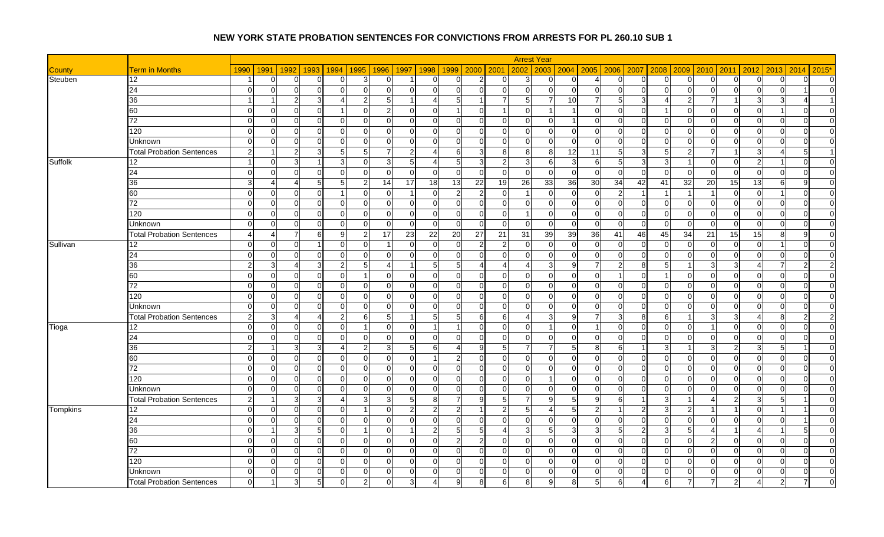# NEW YORK STATE PROBATION SENTENCES FOR CONVICTIONS FROM ARRESTS FOR PL 260.10 SUB 1

| | | Arrest Year | | | | | | | | | | | | | | | | | | | | | | | | | |
|---|---|---|---|---|---|---|---|---|---|---|---|---|---|---|---|---|---|---|---|---|---|---|---|---|---|---|---|
| County | Term in Months | 1990 | 1991 | 1992 | 1993 | 1994 | 1995 | 1996 | 1997 | 1998 | 1999 | 2000 | 2001 | 2002 | 2003 | 2004 | 2005 | 2006 | 2007 | 2008 | 2009 | 2010 | 2011 | 2012 | 2013 | 2014 | 2015* |
| Steuben | 12 | 1 | 0 | 0 | 0 | 0 | 3 | 0 | 1 | 0 | 0 | 2 | 0 | 3 | 0 | 0 | 4 | 0 | 0 | 0 | 0 | 0 | 0 | 0 | 0 | 0 | 0 |
| | 24 | 0 | 0 | 0 | 0 | 0 | 0 | 0 | 0 | 0 | 0 | 0 | 0 | 0 | 0 | 0 | 0 | 0 | 0 | 0 | 0 | 0 | 0 | 0 | 0 | 1 | 0 |
| | 36 | 1 | 1 | 2 | 3 | 4 | 2 | 5 | 1 | 4 | 5 | 1 | 7 | 5 | 7 | 10 | 7 | 5 | 3 | 4 | 2 | 7 | 1 | 3 | 3 | 4 | 1 |
| | 60 | 0 | 0 | 0 | 0 | 1 | 0 | 2 | 0 | 0 | 1 | 0 | 1 | 0 | 1 | 1 | 0 | 0 | 0 | 1 | 0 | 0 | 0 | 0 | 1 | 0 | 0 |
| | 72 | 0 | 0 | 0 | 0 | 0 | 0 | 0 | 0 | 0 | 0 | 0 | 0 | 0 | 0 | 1 | 0 | 0 | 0 | 0 | 0 | 0 | 0 | 0 | 0 | 0 | 0 |
| | 120 | 0 | 0 | 0 | 0 | 0 | 0 | 0 | 0 | 0 | 0 | 0 | 0 | 0 | 0 | 0 | 0 | 0 | 0 | 0 | 0 | 0 | 0 | 0 | 0 | 0 | 0 |
| | Unknown | 0 | 0 | 0 | 0 | 0 | 0 | 0 | 0 | 0 | 0 | 0 | 0 | 0 | 0 | 0 | 0 | 0 | 0 | 0 | 0 | 0 | 0 | 0 | 0 | 0 | 0 |
| | Total Probation Sentences | 2 | 1 | 2 | 3 | 5 | 5 | 7 | 2 | 4 | 6 | 3 | 8 | 8 | 8 | 12 | 11 | 5 | 3 | 5 | 2 | 7 | 1 | 3 | 4 | 5 | 1 |
| Suffolk | 12 | 1 | 0 | 3 | 1 | 3 | 0 | 3 | 5 | 4 | 5 | 3 | 2 | 3 | 6 | 3 | 6 | 5 | 3 | 3 | 1 | 0 | 0 | 2 | 1 | 0 | 0 |
| | 24 | 0 | 0 | 0 | 0 | 0 | 0 | 0 | 0 | 0 | 0 | 0 | 0 | 0 | 0 | 0 | 0 | 0 | 0 | 0 | 0 | 0 | 0 | 0 | 0 | 0 | 0 |
| | 36 | 3 | 4 | 4 | 5 | 5 | 2 | 14 | 17 | 18 | 13 | 22 | 19 | 26 | 33 | 36 | 30 | 34 | 42 | 41 | 32 | 20 | 15 | 13 | 6 | 9 | 0 |
| | 60 | 0 | 0 | 0 | 0 | 1 | 0 | 0 | 1 | 0 | 2 | 2 | 0 | 1 | 0 | 0 | 0 | 2 | 1 | 1 | 1 | 1 | 0 | 0 | 1 | 0 | 0 |
| | 72 | 0 | 0 | 0 | 0 | 0 | 0 | 0 | 0 | 0 | 0 | 0 | 0 | 0 | 0 | 0 | 0 | 0 | 0 | 0 | 0 | 0 | 0 | 0 | 0 | 0 | 0 |
| | 120 | 0 | 0 | 0 | 0 | 0 | 0 | 0 | 0 | 0 | 0 | 0 | 0 | 1 | 0 | 0 | 0 | 0 | 0 | 0 | 0 | 0 | 0 | 0 | 0 | 0 | 0 |
| | Unknown | 0 | 0 | 0 | 0 | 0 | 0 | 0 | 0 | 0 | 0 | 0 | 0 | 0 | 0 | 0 | 0 | 0 | 0 | 0 | 0 | 0 | 0 | 0 | 0 | 0 | 0 |
| | Total Probation Sentences | 4 | 4 | 7 | 6 | 9 | 2 | 17 | 23 | 22 | 20 | 27 | 21 | 31 | 39 | 39 | 36 | 41 | 46 | 45 | 34 | 21 | 15 | 15 | 8 | 9 | 0 |
| Sullivan | 12 | 0 | 0 | 0 | 1 | 0 | 0 | 1 | 0 | 0 | 0 | 2 | 2 | 0 | 0 | 0 | 0 | 0 | 0 | 0 | 0 | 0 | 0 | 0 | 1 | 0 | 0 |
| | 24 | 0 | 0 | 0 | 0 | 0 | 0 | 0 | 0 | 0 | 0 | 0 | 0 | 0 | 0 | 0 | 0 | 0 | 0 | 0 | 0 | 0 | 0 | 0 | 0 | 0 | 0 |
| | 36 | 2 | 3 | 4 | 3 | 2 | 5 | 4 | 1 | 5 | 5 | 4 | 4 | 4 | 3 | 9 | 7 | 2 | 8 | 5 | 1 | 3 | 3 | 4 | 7 | 2 | 2 |
| | 60 | 0 | 0 | 0 | 0 | 0 | 1 | 0 | 0 | 0 | 0 | 0 | 0 | 0 | 0 | 0 | 0 | 1 | 0 | 1 | 0 | 0 | 0 | 0 | 0 | 0 | 0 |
| | 72 | 0 | 0 | 0 | 0 | 0 | 0 | 0 | 0 | 0 | 0 | 0 | 0 | 0 | 0 | 0 | 0 | 0 | 0 | 0 | 0 | 0 | 0 | 0 | 0 | 0 | 0 |
| | 120 | 0 | 0 | 0 | 0 | 0 | 0 | 0 | 0 | 0 | 0 | 0 | 0 | 0 | 0 | 0 | 0 | 0 | 0 | 0 | 0 | 0 | 0 | 0 | 0 | 0 | 0 |
| | Unknown | 0 | 0 | 0 | 0 | 0 | 0 | 0 | 0 | 0 | 0 | 0 | 0 | 0 | 0 | 0 | 0 | 0 | 0 | 0 | 0 | 0 | 0 | 0 | 0 | 0 | 0 |
| | Total Probation Sentences | 2 | 3 | 4 | 4 | 2 | 6 | 5 | 1 | 5 | 5 | 6 | 6 | 4 | 3 | 9 | 7 | 3 | 8 | 6 | 1 | 3 | 3 | 4 | 8 | 2 | 2 |
| Tioga | 12 | 0 | 0 | 0 | 0 | 0 | 1 | 0 | 0 | 1 | 1 | 0 | 0 | 0 | 1 | 0 | 1 | 0 | 0 | 0 | 0 | 1 | 0 | 0 | 0 | 0 | 0 |
| | 24 | 0 | 0 | 0 | 0 | 0 | 0 | 0 | 0 | 0 | 0 | 0 | 0 | 0 | 0 | 0 | 0 | 0 | 0 | 0 | 0 | 0 | 0 | 0 | 0 | 0 | 0 |
| | 36 | 2 | 1 | 3 | 3 | 4 | 2 | 3 | 5 | 6 | 4 | 9 | 5 | 7 | 7 | 5 | 8 | 6 | 1 | 3 | 1 | 3 | 2 | 3 | 5 | 1 | 0 |
| | 60 | 0 | 0 | 0 | 0 | 0 | 0 | 0 | 0 | 1 | 2 | 0 | 0 | 0 | 0 | 0 | 0 | 0 | 0 | 0 | 0 | 0 | 0 | 0 | 0 | 0 | 0 |
| | 72 | 0 | 0 | 0 | 0 | 0 | 0 | 0 | 0 | 0 | 0 | 0 | 0 | 0 | 0 | 0 | 0 | 0 | 0 | 0 | 0 | 0 | 0 | 0 | 0 | 0 | 0 |
| | 120 | 0 | 0 | 0 | 0 | 0 | 0 | 0 | 0 | 0 | 0 | 0 | 0 | 0 | 1 | 0 | 0 | 0 | 0 | 0 | 0 | 0 | 0 | 0 | 0 | 0 | 0 |
| | Unknown | 0 | 0 | 0 | 0 | 0 | 0 | 0 | 0 | 0 | 0 | 0 | 0 | 0 | 0 | 0 | 0 | 0 | 0 | 0 | 0 | 0 | 0 | 0 | 0 | 0 | 0 |
| | Total Probation Sentences | 2 | 1 | 3 | 3 | 4 | 3 | 3 | 5 | 8 | 7 | 9 | 5 | 7 | 9 | 5 | 9 | 6 | 1 | 3 | 1 | 4 | 2 | 3 | 5 | 1 | 0 |
| Tompkins | 12 | 0 | 0 | 0 | 0 | 0 | 1 | 0 | 2 | 2 | 2 | 1 | 2 | 5 | 4 | 5 | 2 | 1 | 2 | 3 | 2 | 1 | 1 | 0 | 1 | 1 | 0 |
| | 24 | 0 | 0 | 0 | 0 | 0 | 0 | 0 | 0 | 0 | 0 | 0 | 0 | 0 | 0 | 0 | 0 | 0 | 0 | 0 | 0 | 0 | 0 | 0 | 0 | 1 | 0 |
| | 36 | 0 | 1 | 3 | 5 | 0 | 1 | 0 | 1 | 2 | 5 | 5 | 4 | 3 | 5 | 3 | 3 | 5 | 2 | 3 | 5 | 4 | 1 | 4 | 1 | 5 | 0 |
| | 60 | 0 | 0 | 0 | 0 | 0 | 0 | 0 | 0 | 0 | 2 | 2 | 0 | 0 | 0 | 0 | 0 | 0 | 0 | 0 | 0 | 2 | 0 | 0 | 0 | 0 | 0 |
| | 72 | 0 | 0 | 0 | 0 | 0 | 0 | 0 | 0 | 0 | 0 | 0 | 0 | 0 | 0 | 0 | 0 | 0 | 0 | 0 | 0 | 0 | 0 | 0 | 0 | 0 | 0 |
| | 120 | 0 | 0 | 0 | 0 | 0 | 0 | 0 | 0 | 0 | 0 | 0 | 0 | 0 | 0 | 0 | 0 | 0 | 0 | 0 | 0 | 0 | 0 | 0 | 0 | 0 | 0 |
| | Unknown | 0 | 0 | 0 | 0 | 0 | 0 | 0 | 0 | 0 | 0 | 0 | 0 | 0 | 0 | 0 | 0 | 0 | 0 | 0 | 0 | 0 | 0 | 0 | 0 | 0 | 0 |
| | Total Probation Sentences | 0 | 1 | 3 | 5 | 0 | 2 | 0 | 3 | 4 | 9 | 8 | 6 | 8 | 9 | 8 | 5 | 6 | 4 | 6 | 7 | 7 | 2 | 4 | 2 | 7 | 0 |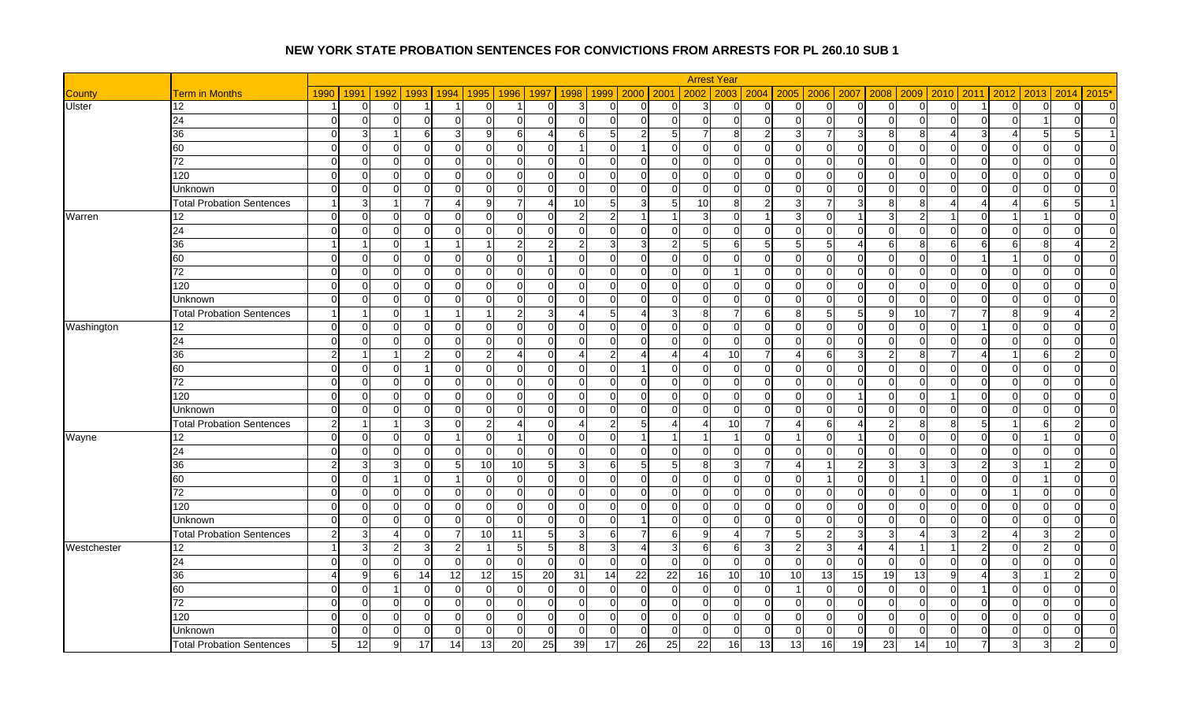# NEW YORK STATE PROBATION SENTENCES FOR CONVICTIONS FROM ARRESTS FOR PL 260.10 SUB 1

| | | Arrest Year | | | | | | | | | | | | | | | | | | | | | | | | |
|---|---|---|---|---|---|---|---|---|---|---|---|---|---|---|---|---|---|---|---|---|---|---|---|---|---|---|
| County | Term in Months | 1990 | 1991 | 1992 | 1993 | 1994 | 1995 | 1996 | 1997 | 1998 | 1999 | 2000 | 2001 | 2002 | 2003 | 2004 | 2005 | 2006 | 2007 | 2008 | 2009 | 2010 | 2011 | 2012 | 2013 | 2014 | 2015* |
| Ulster | 12 | 1 | 0 | 0 | 1 | 1 | 0 | 1 | 0 | 3 | 0 | 0 | 0 | 3 | 0 | 0 | 0 | 0 | 0 | 0 | 0 | 0 | 1 | 0 | 0 | 0 | 0 |
| | 24 | 0 | 0 | 0 | 0 | 0 | 0 | 0 | 0 | 0 | 0 | 0 | 0 | 0 | 0 | 0 | 0 | 0 | 0 | 0 | 0 | 0 | 0 | 0 | 1 | 0 | 0 |
| | 36 | 0 | 3 | 1 | 6 | 3 | 9 | 6 | 4 | 6 | 5 | 2 | 5 | 7 | 8 | 2 | 3 | 7 | 3 | 8 | 8 | 4 | 3 | 4 | 5 | 5 | 1 |
| | 60 | 0 | 0 | 0 | 0 | 0 | 0 | 0 | 0 | 1 | 0 | 1 | 0 | 0 | 0 | 0 | 0 | 0 | 0 | 0 | 0 | 0 | 0 | 0 | 0 | 0 | 0 |
| | 72 | 0 | 0 | 0 | 0 | 0 | 0 | 0 | 0 | 0 | 0 | 0 | 0 | 0 | 0 | 0 | 0 | 0 | 0 | 0 | 0 | 0 | 0 | 0 | 0 | 0 | 0 |
| | 120 | 0 | 0 | 0 | 0 | 0 | 0 | 0 | 0 | 0 | 0 | 0 | 0 | 0 | 0 | 0 | 0 | 0 | 0 | 0 | 0 | 0 | 0 | 0 | 0 | 0 | 0 |
| | Unknown | 0 | 0 | 0 | 0 | 0 | 0 | 0 | 0 | 0 | 0 | 0 | 0 | 0 | 0 | 0 | 0 | 0 | 0 | 0 | 0 | 0 | 0 | 0 | 0 | 0 | 0 |
| | Total Probation Sentences | 1 | 3 | 1 | 7 | 4 | 9 | 7 | 4 | 10 | 5 | 3 | 5 | 10 | 8 | 2 | 3 | 7 | 3 | 8 | 8 | 4 | 4 | 4 | 6 | 5 | 1 |
| Warren | 12 | 0 | 0 | 0 | 0 | 0 | 0 | 0 | 0 | 2 | 2 | 1 | 1 | 3 | 0 | 1 | 3 | 0 | 1 | 3 | 2 | 1 | 0 | 1 | 1 | 0 | 0 |
| | 24 | 0 | 0 | 0 | 0 | 0 | 0 | 0 | 0 | 0 | 0 | 0 | 0 | 0 | 0 | 0 | 0 | 0 | 0 | 0 | 0 | 0 | 0 | 0 | 0 | 0 | 0 |
| | 36 | 1 | 1 | 0 | 1 | 1 | 1 | 2 | 2 | 2 | 3 | 3 | 2 | 5 | 6 | 5 | 5 | 5 | 4 | 6 | 8 | 6 | 6 | 6 | 8 | 4 | 2 |
| | 60 | 0 | 0 | 0 | 0 | 0 | 0 | 0 | 1 | 0 | 0 | 0 | 0 | 0 | 0 | 0 | 0 | 0 | 0 | 0 | 0 | 0 | 1 | 1 | 0 | 0 | 0 |
| | 72 | 0 | 0 | 0 | 0 | 0 | 0 | 0 | 0 | 0 | 0 | 0 | 0 | 0 | 1 | 0 | 0 | 0 | 0 | 0 | 0 | 0 | 0 | 0 | 0 | 0 | 0 |
| | 120 | 0 | 0 | 0 | 0 | 0 | 0 | 0 | 0 | 0 | 0 | 0 | 0 | 0 | 0 | 0 | 0 | 0 | 0 | 0 | 0 | 0 | 0 | 0 | 0 | 0 | 0 |
| | Unknown | 0 | 0 | 0 | 0 | 0 | 0 | 0 | 0 | 0 | 0 | 0 | 0 | 0 | 0 | 0 | 0 | 0 | 0 | 0 | 0 | 0 | 0 | 0 | 0 | 0 | 0 |
| | Total Probation Sentences | 1 | 1 | 0 | 1 | 1 | 1 | 2 | 3 | 4 | 5 | 4 | 3 | 8 | 7 | 6 | 8 | 5 | 5 | 9 | 10 | 7 | 7 | 8 | 9 | 4 | 2 |
| Washington | 12 | 0 | 0 | 0 | 0 | 0 | 0 | 0 | 0 | 0 | 0 | 0 | 0 | 0 | 0 | 0 | 0 | 0 | 0 | 0 | 0 | 0 | 1 | 0 | 0 | 0 | 0 |
| | 24 | 0 | 0 | 0 | 0 | 0 | 0 | 0 | 0 | 0 | 0 | 0 | 0 | 0 | 0 | 0 | 0 | 0 | 0 | 0 | 0 | 0 | 0 | 0 | 0 | 0 | 0 |
| | 36 | 2 | 1 | 1 | 2 | 0 | 2 | 4 | 0 | 4 | 2 | 4 | 4 | 4 | 10 | 7 | 4 | 6 | 3 | 2 | 8 | 7 | 4 | 1 | 6 | 2 | 0 |
| | 60 | 0 | 0 | 0 | 1 | 0 | 0 | 0 | 0 | 0 | 0 | 1 | 0 | 0 | 0 | 0 | 0 | 0 | 0 | 0 | 0 | 0 | 0 | 0 | 0 | 0 | 0 |
| | 72 | 0 | 0 | 0 | 0 | 0 | 0 | 0 | 0 | 0 | 0 | 0 | 0 | 0 | 0 | 0 | 0 | 0 | 0 | 0 | 0 | 0 | 0 | 0 | 0 | 0 | 0 |
| | 120 | 0 | 0 | 0 | 0 | 0 | 0 | 0 | 0 | 0 | 0 | 0 | 0 | 0 | 0 | 0 | 0 | 0 | 1 | 0 | 0 | 1 | 0 | 0 | 0 | 0 | 0 |
| | Unknown | 0 | 0 | 0 | 0 | 0 | 0 | 0 | 0 | 0 | 0 | 0 | 0 | 0 | 0 | 0 | 0 | 0 | 0 | 0 | 0 | 0 | 0 | 0 | 0 | 0 | 0 |
| | Total Probation Sentences | 2 | 1 | 1 | 3 | 0 | 2 | 4 | 0 | 4 | 2 | 5 | 4 | 4 | 10 | 7 | 4 | 6 | 4 | 2 | 8 | 8 | 5 | 1 | 6 | 2 | 0 |
| Wayne | 12 | 0 | 0 | 0 | 0 | 1 | 0 | 1 | 0 | 0 | 0 | 1 | 1 | 1 | 1 | 0 | 1 | 0 | 1 | 0 | 0 | 0 | 0 | 0 | 1 | 0 | 0 |
| | 24 | 0 | 0 | 0 | 0 | 0 | 0 | 0 | 0 | 0 | 0 | 0 | 0 | 0 | 0 | 0 | 0 | 0 | 0 | 0 | 0 | 0 | 0 | 0 | 0 | 0 | 0 |
| | 36 | 2 | 3 | 3 | 0 | 5 | 10 | 10 | 5 | 3 | 6 | 5 | 5 | 8 | 3 | 7 | 4 | 1 | 2 | 3 | 3 | 3 | 2 | 3 | 1 | 2 | 0 |
| | 60 | 0 | 0 | 1 | 0 | 1 | 0 | 0 | 0 | 0 | 0 | 0 | 0 | 0 | 0 | 0 | 0 | 1 | 0 | 0 | 1 | 0 | 0 | 0 | 1 | 0 | 0 |
| | 72 | 0 | 0 | 0 | 0 | 0 | 0 | 0 | 0 | 0 | 0 | 0 | 0 | 0 | 0 | 0 | 0 | 0 | 0 | 0 | 0 | 0 | 0 | 1 | 0 | 0 | 0 |
| | 120 | 0 | 0 | 0 | 0 | 0 | 0 | 0 | 0 | 0 | 0 | 0 | 0 | 0 | 0 | 0 | 0 | 0 | 0 | 0 | 0 | 0 | 0 | 0 | 0 | 0 | 0 |
| | Unknown | 0 | 0 | 0 | 0 | 0 | 0 | 0 | 0 | 0 | 0 | 1 | 0 | 0 | 0 | 0 | 0 | 0 | 0 | 0 | 0 | 0 | 0 | 0 | 0 | 0 | 0 |
| | Total Probation Sentences | 2 | 3 | 4 | 0 | 7 | 10 | 11 | 5 | 3 | 6 | 7 | 6 | 9 | 4 | 7 | 5 | 2 | 3 | 3 | 4 | 3 | 2 | 4 | 3 | 2 | 0 |
| Westchester | 12 | 1 | 3 | 2 | 3 | 2 | 1 | 5 | 5 | 8 | 3 | 4 | 3 | 6 | 6 | 3 | 2 | 3 | 4 | 4 | 1 | 1 | 2 | 0 | 2 | 0 | 0 |
| | 24 | 0 | 0 | 0 | 0 | 0 | 0 | 0 | 0 | 0 | 0 | 0 | 0 | 0 | 0 | 0 | 0 | 0 | 0 | 0 | 0 | 0 | 0 | 0 | 0 | 0 | 0 |
| | 36 | 4 | 9 | 6 | 14 | 12 | 12 | 15 | 20 | 31 | 14 | 22 | 22 | 16 | 10 | 10 | 10 | 13 | 15 | 19 | 13 | 9 | 4 | 3 | 1 | 2 | 0 |
| | 60 | 0 | 0 | 1 | 0 | 0 | 0 | 0 | 0 | 0 | 0 | 0 | 0 | 0 | 0 | 0 | 1 | 0 | 0 | 0 | 0 | 0 | 1 | 0 | 0 | 0 | 0 |
| | 72 | 0 | 0 | 0 | 0 | 0 | 0 | 0 | 0 | 0 | 0 | 0 | 0 | 0 | 0 | 0 | 0 | 0 | 0 | 0 | 0 | 0 | 0 | 0 | 0 | 0 | 0 |
| | 120 | 0 | 0 | 0 | 0 | 0 | 0 | 0 | 0 | 0 | 0 | 0 | 0 | 0 | 0 | 0 | 0 | 0 | 0 | 0 | 0 | 0 | 0 | 0 | 0 | 0 | 0 |
| | Unknown | 0 | 0 | 0 | 0 | 0 | 0 | 0 | 0 | 0 | 0 | 0 | 0 | 0 | 0 | 0 | 0 | 0 | 0 | 0 | 0 | 0 | 0 | 0 | 0 | 0 | 0 |
| | Total Probation Sentences | 5 | 12 | 9 | 17 | 14 | 13 | 20 | 25 | 39 | 17 | 26 | 25 | 22 | 16 | 13 | 13 | 16 | 19 | 23 | 14 | 10 | 7 | 3 | 3 | 2 | 0 |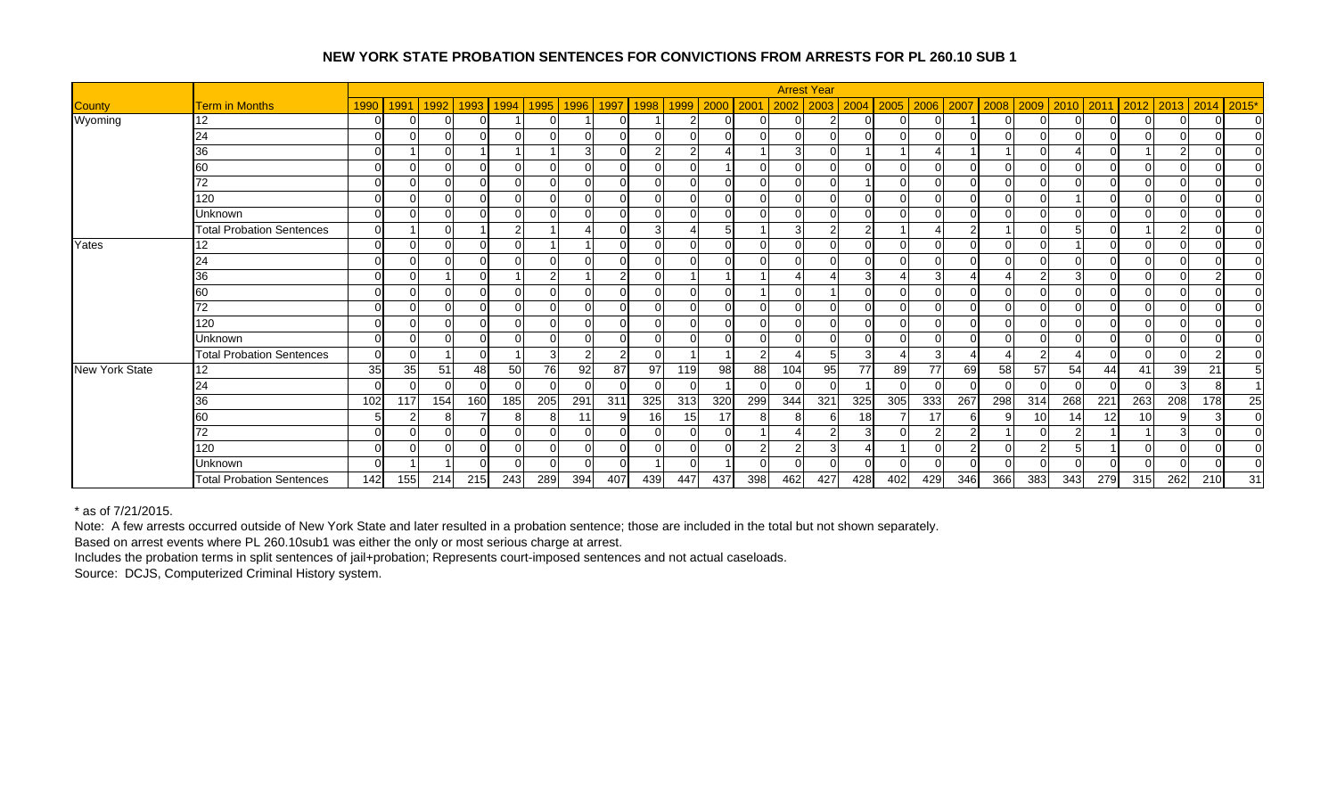# NEW YORK STATE PROBATION SENTENCES FOR CONVICTIONS FROM ARRESTS FOR PL 260.10 SUB 1

| | | Arrest Year | | | | | | | | | | | | | | | | | | | | | | | | | |
|---|---|---|---|---|---|---|---|---|---|---|---|---|---|---|---|---|---|---|---|---|---|---|---|---|---|---|---|
| County | Term in Months | 1990 | 1991 | 1992 | 1993 | 1994 | 1995 | 1996 | 1997 | 1998 | 1999 | 2000 | 2001 | 2002 | 2003 | 2004 | 2005 | 2006 | 2007 | 2008 | 2009 | 2010 | 2011 | 2012 | 2013 | 2014 | 2015* |
| Wyoming | 12 | 0 | 0 | 0 | 0 | 1 | 0 | 1 | 0 | 1 | 2 | 0 | 0 | 0 | 2 | 0 | 0 | 0 | 1 | 0 | 0 | 0 | 0 | 0 | 0 | 0 | 0 |
| | 24 | 0 | 0 | 0 | 0 | 0 | 0 | 0 | 0 | 0 | 0 | 0 | 0 | 0 | 0 | 0 | 0 | 0 | 0 | 0 | 0 | 0 | 0 | 0 | 0 | 0 | 0 |
| | 36 | 0 | 1 | 0 | 1 | 1 | 1 | 3 | 0 | 2 | 2 | 4 | 1 | 3 | 0 | 1 | 1 | 4 | 1 | 1 | 0 | 4 | 0 | 1 | 2 | 0 | 0 |
| | 60 | 0 | 0 | 0 | 0 | 0 | 0 | 0 | 0 | 0 | 0 | 1 | 0 | 0 | 0 | 0 | 0 | 0 | 0 | 0 | 0 | 0 | 0 | 0 | 0 | 0 | 0 |
| | 72 | 0 | 0 | 0 | 0 | 0 | 0 | 0 | 0 | 0 | 0 | 0 | 0 | 0 | 0 | 1 | 0 | 0 | 0 | 0 | 0 | 0 | 0 | 0 | 0 | 0 | 0 |
| | 120 | 0 | 0 | 0 | 0 | 0 | 0 | 0 | 0 | 0 | 0 | 0 | 0 | 0 | 0 | 0 | 0 | 0 | 0 | 0 | 0 | 1 | 0 | 0 | 0 | 0 | 0 |
| | Unknown | 0 | 0 | 0 | 0 | 0 | 0 | 0 | 0 | 0 | 0 | 0 | 0 | 0 | 0 | 0 | 0 | 0 | 0 | 0 | 0 | 0 | 0 | 0 | 0 | 0 | 0 |
| | Total Probation Sentences | 0 | 1 | 0 | 1 | 2 | 1 | 4 | 0 | 3 | 4 | 5 | 1 | 3 | 2 | 2 | 1 | 4 | 2 | 1 | 0 | 5 | 0 | 1 | 2 | 0 | 0 |
| Yates | 12 | 0 | 0 | 0 | 0 | 0 | 1 | 1 | 0 | 0 | 0 | 0 | 0 | 0 | 0 | 0 | 0 | 0 | 0 | 0 | 0 | 1 | 0 | 0 | 0 | 0 | 0 |
| | 24 | 0 | 0 | 0 | 0 | 0 | 0 | 0 | 0 | 0 | 0 | 0 | 0 | 0 | 0 | 0 | 0 | 0 | 0 | 0 | 0 | 0 | 0 | 0 | 0 | 0 | 0 |
| | 36 | 0 | 0 | 1 | 0 | 1 | 2 | 1 | 2 | 0 | 1 | 1 | 1 | 4 | 4 | 3 | 4 | 3 | 4 | 4 | 2 | 3 | 0 | 0 | 0 | 2 | 0 |
| | 60 | 0 | 0 | 0 | 0 | 0 | 0 | 0 | 0 | 0 | 0 | 0 | 1 | 0 | 1 | 0 | 0 | 0 | 0 | 0 | 0 | 0 | 0 | 0 | 0 | 0 | 0 |
| | 72 | 0 | 0 | 0 | 0 | 0 | 0 | 0 | 0 | 0 | 0 | 0 | 0 | 0 | 0 | 0 | 0 | 0 | 0 | 0 | 0 | 0 | 0 | 0 | 0 | 0 | 0 |
| | 120 | 0 | 0 | 0 | 0 | 0 | 0 | 0 | 0 | 0 | 0 | 0 | 0 | 0 | 0 | 0 | 0 | 0 | 0 | 0 | 0 | 0 | 0 | 0 | 0 | 0 | 0 |
| | Unknown | 0 | 0 | 0 | 0 | 0 | 0 | 0 | 0 | 0 | 0 | 0 | 0 | 0 | 0 | 0 | 0 | 0 | 0 | 0 | 0 | 0 | 0 | 0 | 0 | 0 | 0 |
| | Total Probation Sentences | 0 | 0 | 1 | 0 | 1 | 3 | 2 | 2 | 0 | 1 | 1 | 2 | 4 | 5 | 3 | 4 | 3 | 4 | 4 | 2 | 4 | 0 | 0 | 0 | 2 | 0 |
| New York State | 12 | 35 | 35 | 51 | 48 | 50 | 76 | 92 | 87 | 97 | 119 | 98 | 88 | 104 | 95 | 77 | 89 | 77 | 69 | 58 | 57 | 54 | 44 | 41 | 39 | 21 | 5 |
| | 24 | 0 | 0 | 0 | 0 | 0 | 0 | 0 | 0 | 0 | 0 | 1 | 0 | 0 | 0 | 1 | 0 | 0 | 0 | 0 | 0 | 0 | 0 | 0 | 3 | 8 | 1 |
| | 36 | 102 | 117 | 154 | 160 | 185 | 205 | 291 | 311 | 325 | 313 | 320 | 299 | 344 | 321 | 325 | 305 | 333 | 267 | 298 | 314 | 268 | 221 | 263 | 208 | 178 | 25 |
| | 60 | 5 | 2 | 8 | 7 | 8 | 8 | 11 | 9 | 16 | 15 | 17 | 8 | 8 | 6 | 18 | 7 | 17 | 6 | 9 | 10 | 14 | 12 | 10 | 9 | 3 | 0 |
| | 72 | 0 | 0 | 0 | 0 | 0 | 0 | 0 | 0 | 0 | 0 | 0 | 1 | 4 | 2 | 3 | 0 | 2 | 2 | 1 | 0 | 2 | 1 | 1 | 3 | 0 | 0 |
| | 120 | 0 | 0 | 0 | 0 | 0 | 0 | 0 | 0 | 0 | 0 | 0 | 2 | 2 | 3 | 4 | 1 | 0 | 2 | 0 | 2 | 5 | 1 | 0 | 0 | 0 | 0 |
| | Unknown | 0 | 1 | 1 | 0 | 0 | 0 | 0 | 0 | 1 | 0 | 1 | 0 | 0 | 0 | 0 | 0 | 0 | 0 | 0 | 0 | 0 | 0 | 0 | 0 | 0 | 0 |
| | Total Probation Sentences | 142 | 155 | 214 | 215 | 243 | 289 | 394 | 407 | 439 | 447 | 437 | 398 | 462 | 427 | 428 | 402 | 429 | 346 | 366 | 383 | 343 | 279 | 315 | 262 | 210 | 31 |

\* as of 7/21/2015.

Note: A few arrests occurred outside of New York State and later resulted in a probation sentence; those are included in the total but not shown separately.

Based on arrest events where PL 260.10sub1 was either the only or most serious charge at arrest.

Includes the probation terms in split sentences of jail+probation; Represents court-imposed sentences and not actual caseloads.

Source: DCJS, Computerized Criminal History system.